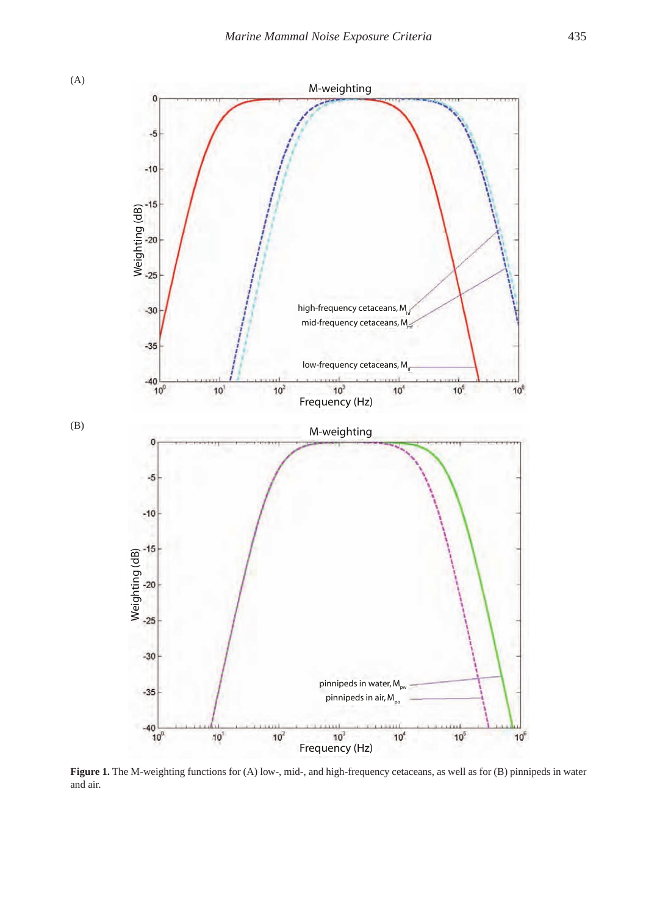(A)

(B)

**Figure 1.** The M-weighting functions for (A) low-, mid-, and high-frequency cetaceans, as well as for (B) pinnipeds in water and air.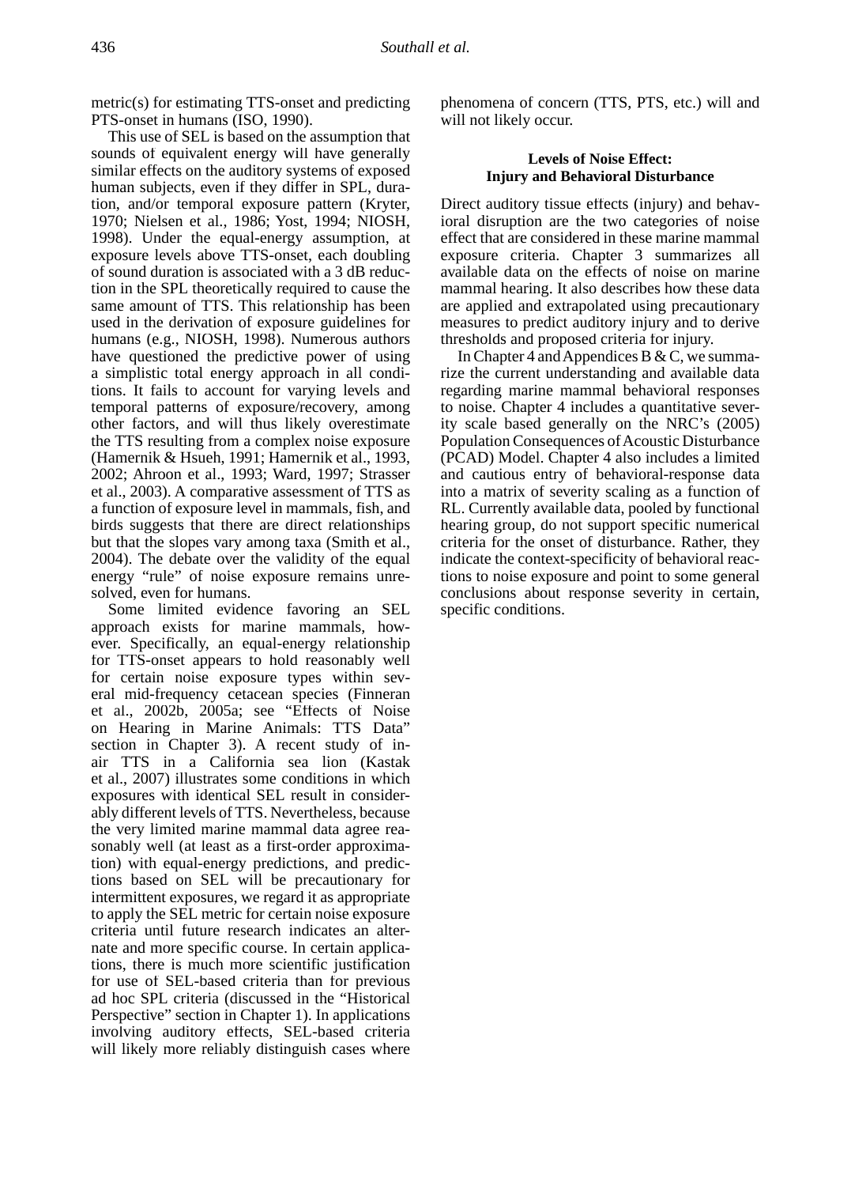metric(s) for estimating TTS-onset and predicting PTS-onset in humans (ISO, 1990).

This use of SEL is based on the assumption that sounds of equivalent energy will have generally similar effects on the auditory systems of exposed human subjects, even if they differ in SPL, duration, and/or temporal exposure pattern (Kryter, 1970; Nielsen et al., 1986; Yost, 1994; NIOSH, 1998). Under the equal-energy assumption, at exposure levels above TTS-onset, each doubling of sound duration is associated with a 3 dB reduction in the SPL theoretically required to cause the same amount of TTS. This relationship has been used in the derivation of exposure guidelines for humans (e.g., NIOSH, 1998). Numerous authors have questioned the predictive power of using a simplistic total energy approach in all conditions. It fails to account for varying levels and temporal patterns of exposure/recovery, among other factors, and will thus likely overestimate the TTS resulting from a complex noise exposure (Hamernik & Hsueh, 1991; Hamernik et al., 1993, 2002; Ahroon et al., 1993; Ward, 1997; Strasser et al., 2003). A comparative assessment of TTS as a function of exposure level in mammals, fish, and birds suggests that there are direct relationships but that the slopes vary among taxa (Smith et al., 2004). The debate over the validity of the equal energy "rule" of noise exposure remains unresolved, even for humans.

Some limited evidence favoring an SEL approach exists for marine mammals, however. Specifically, an equal-energy relationship for TTS-onset appears to hold reasonably well for certain noise exposure types within several mid-frequency cetacean species (Finneran et al., 2002b, 2005a; see "Effects of Noise on Hearing in Marine Animals: TTS Data" section in Chapter 3). A recent study of in-air TTS in a California sea lion (Kastak et al., 2007) illustrates some conditions in which exposures with identical SEL result in considerably different levels of TTS. Nevertheless, because the very limited marine mammal data agree reasonably well (at least as a first-order approximation) with equal-energy predictions, and predictions based on SEL will be precautionary for intermittent exposures, we regard it as appropriate to apply the SEL metric for certain noise exposure criteria until future research indicates an alternate and more specific course. In certain applications, there is much more scientific justification for use of SEL-based criteria than for previous ad hoc SPL criteria (discussed in the "Historical Perspective" section in Chapter 1). In applications involving auditory effects, SEL-based criteria will likely more reliably distinguish cases where phenomena of concern (TTS, PTS, etc.) will and will not likely occur.

## Levels of Noise Effect: Injury and Behavioral Disturbance

Direct auditory tissue effects (injury) and behavioral disruption are the two categories of noise effect that are considered in these marine mammal exposure criteria. Chapter 3 summarizes all available data on the effects of noise on marine mammal hearing. It also describes how these data are applied and extrapolated using precautionary measures to predict auditory injury and to derive thresholds and proposed criteria for injury.

In Chapter 4 and Appendices B & C, we summarize the current understanding and available data regarding marine mammal behavioral responses to noise. Chapter 4 includes a quantitative severity scale based generally on the NRC's (2005) Population Consequences of Acoustic Disturbance (PCAD) Model. Chapter 4 also includes a limited and cautious entry of behavioral-response data into a matrix of severity scaling as a function of RL. Currently available data, pooled by functional hearing group, do not support specific numerical criteria for the onset of disturbance. Rather, they indicate the context-specificity of behavioral reactions to noise exposure and point to some general conclusions about response severity in certain, specific conditions.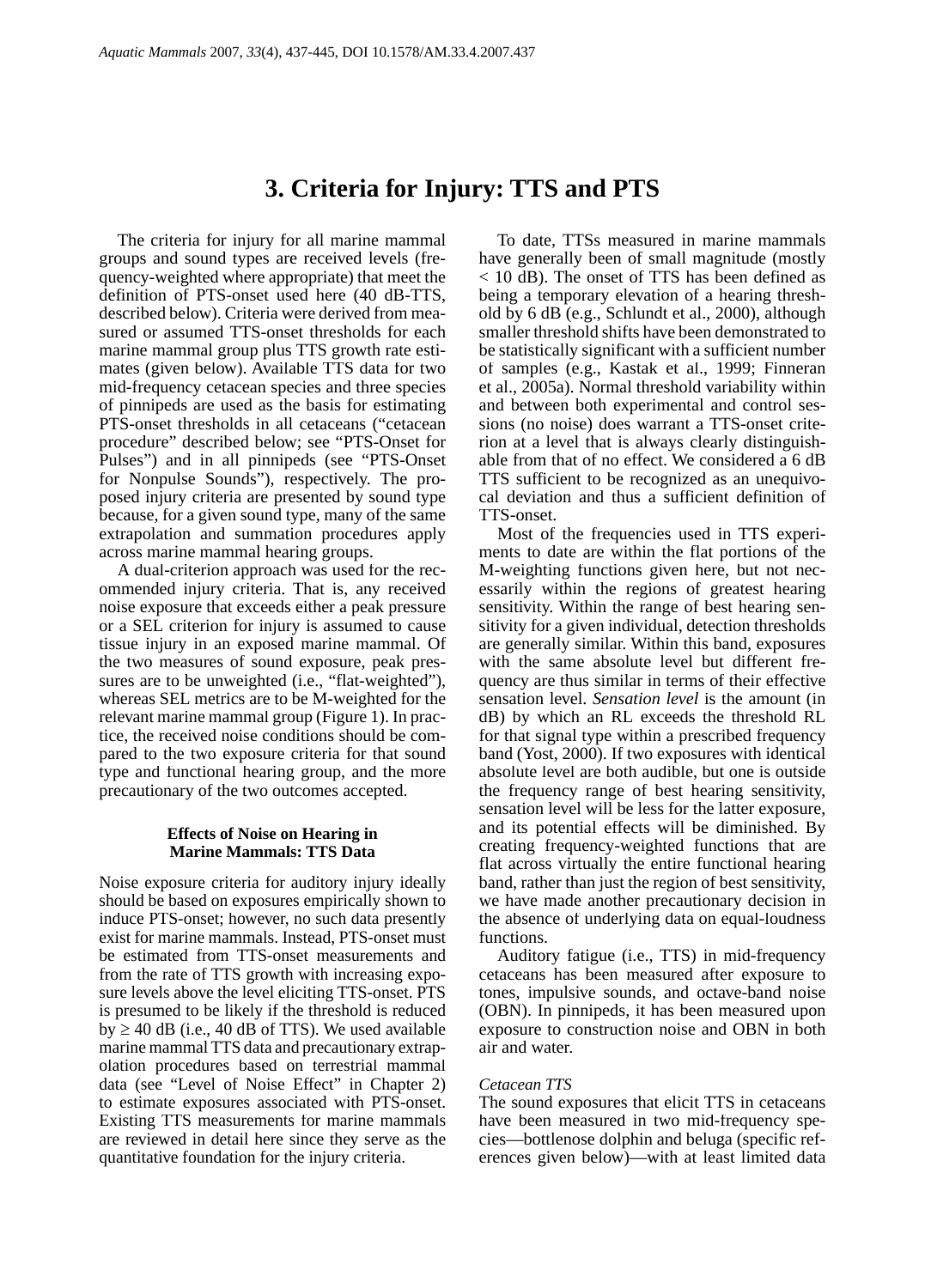# 3. Criteria for Injury: TTS and PTS

The criteria for injury for all marine mammal groups and sound types are received levels (frequency-weighted where appropriate) that meet the definition of PTS-onset used here (40 dB-TTS, described below). Criteria were derived from measured or assumed TTS-onset thresholds for each marine mammal group plus TTS growth rate estimates (given below). Available TTS data for two mid-frequency cetacean species and three species of pinnipeds are used as the basis for estimating PTS-onset thresholds in all cetaceans ("cetacean procedure" described below; see "PTS-Onset for Pulses") and in all pinnipeds (see "PTS-Onset for Nonpulse Sounds"), respectively. The proposed injury criteria are presented by sound type because, for a given sound type, many of the same extrapolation and summation procedures apply across marine mammal hearing groups.

A dual-criterion approach was used for the recommended injury criteria. That is, any received noise exposure that exceeds either a peak pressure or a SEL criterion for injury is assumed to cause tissue injury in an exposed marine mammal. Of the two measures of sound exposure, peak pressures are to be unweighted (i.e., "flat-weighted"), whereas SEL metrics are to be M-weighted for the relevant marine mammal group (Figure 1). In practice, the received noise conditions should be compared to the two exposure criteria for that sound type and functional hearing group, and the more precautionary of the two outcomes accepted.

### Effects of Noise on Hearing in Marine Mammals: TTS Data

Noise exposure criteria for auditory injury ideally should be based on exposures empirically shown to induce PTS-onset; however, no such data presently exist for marine mammals. Instead, PTS-onset must be estimated from TTS-onset measurements and from the rate of TTS growth with increasing exposure levels above the level eliciting TTS-onset. PTS is presumed to be likely if the threshold is reduced by ≥ 40 dB (i.e., 40 dB of TTS). We used available marine mammal TTS data and precautionary extrapolation procedures based on terrestrial mammal data (see "Level of Noise Effect" in Chapter 2) to estimate exposures associated with PTS-onset. Existing TTS measurements for marine mammals are reviewed in detail here since they serve as the quantitative foundation for the injury criteria.

To date, TTSs measured in marine mammals have generally been of small magnitude (mostly < 10 dB). The onset of TTS has been defined as being a temporary elevation of a hearing threshold by 6 dB (e.g., Schlundt et al., 2000), although smaller threshold shifts have been demonstrated to be statistically significant with a sufficient number of samples (e.g., Kastak et al., 1999; Finneran et al., 2005a). Normal threshold variability within and between both experimental and control sessions (no noise) does warrant a TTS-onset criterion at a level that is always clearly distinguishable from that of no effect. We considered a 6 dB TTS sufficient to be recognized as an unequivocal deviation and thus a sufficient definition of TTS-onset.

Most of the frequencies used in TTS experiments to date are within the flat portions of the M-weighting functions given here, but not necessarily within the regions of greatest hearing sensitivity. Within the range of best hearing sensitivity for a given individual, detection thresholds are generally similar. Within this band, exposures with the same absolute level but different frequency are thus similar in terms of their effective sensation level. *Sensation level* is the amount (in dB) by which an RL exceeds the threshold RL for that signal type within a prescribed frequency band (Yost, 2000). If two exposures with identical absolute level are both audible, but one is outside the frequency range of best hearing sensitivity, sensation level will be less for the latter exposure, and its potential effects will be diminished. By creating frequency-weighted functions that are flat across virtually the entire functional hearing band, rather than just the region of best sensitivity, we have made another precautionary decision in the absence of underlying data on equal-loudness functions.

Auditory fatigue (i.e., TTS) in mid-frequency cetaceans has been measured after exposure to tones, impulsive sounds, and octave-band noise (OBN). In pinnipeds, it has been measured upon exposure to construction noise and OBN in both air and water.

#### *Cetacean TTS*

The sound exposures that elicit TTS in cetaceans have been measured in two mid-frequency species—bottlenose dolphin and beluga (specific references given below)—with at least limited data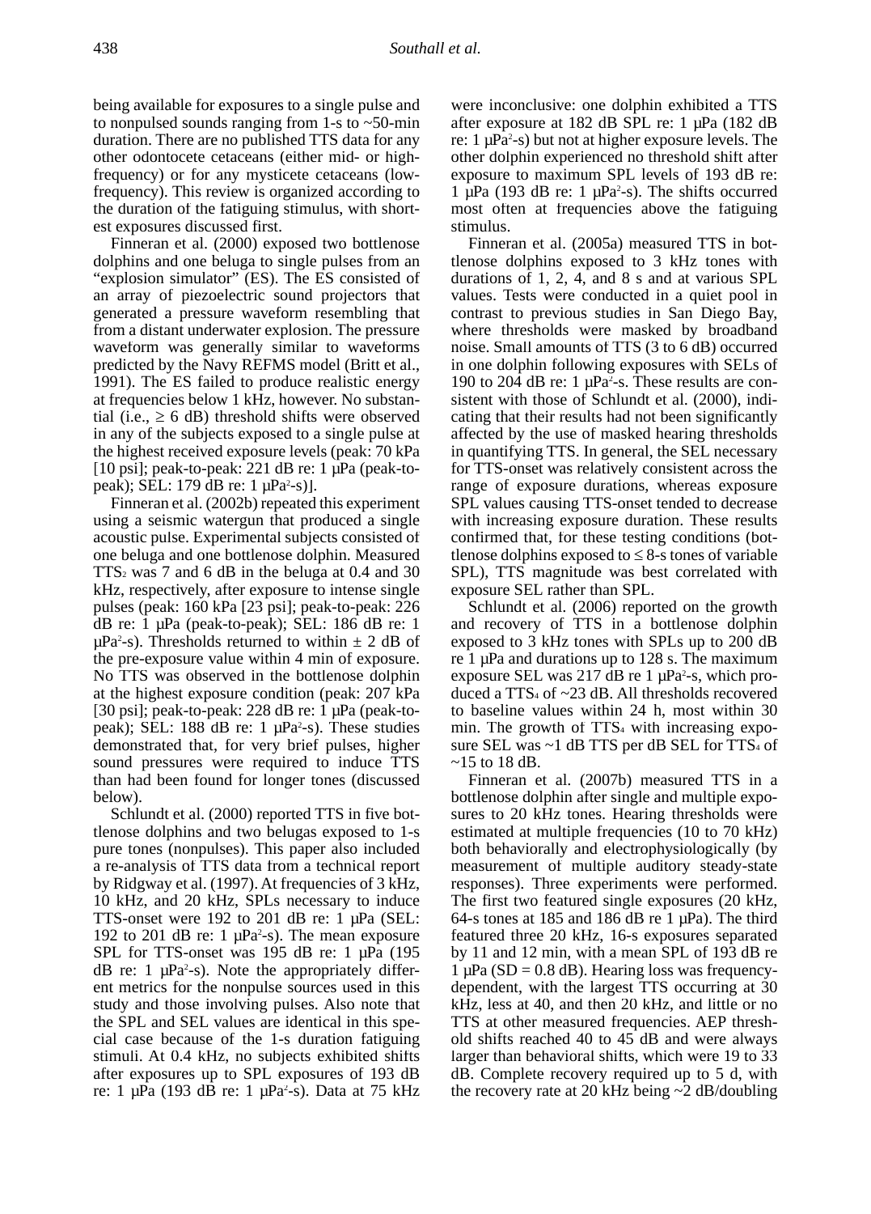being available for exposures to a single pulse and to nonpulsed sounds ranging from 1-s to ~50-min duration. There are no published TTS data for any other odontocete cetaceans (either mid- or high-frequency) or for any mysticete cetaceans (low-frequency). This review is organized according to the duration of the fatiguing stimulus, with shortest exposures discussed first.

Finneran et al. (2000) exposed two bottlenose dolphins and one beluga to single pulses from an "explosion simulator" (ES). The ES consisted of an array of piezoelectric sound projectors that generated a pressure waveform resembling that from a distant underwater explosion. The pressure waveform was generally similar to waveforms predicted by the Navy REFMS model (Britt et al., 1991). The ES failed to produce realistic energy at frequencies below 1 kHz, however. No substantial (i.e., ≥ 6 dB) threshold shifts were observed in any of the subjects exposed to a single pulse at the highest received exposure levels (peak: 70 kPa [10 psi]; peak-to-peak: 221 dB re: 1 μPa (peak-to-peak); SEL: 179 dB re: 1 $\mu Pa^2$-s)].

Finneran et al. (2002b) repeated this experiment using a seismic watergun that produced a single acoustic pulse. Experimental subjects consisted of one beluga and one bottlenose dolphin. Measured $TTS_2$ was 7 and 6 dB in the beluga at 0.4 and 30 kHz, respectively, after exposure to intense single pulses (peak: 160 kPa [23 psi]; peak-to-peak: 226 dB re: 1 μPa (peak-to-peak); SEL: 186 dB re: 1 $\mu Pa^2$-s). Thresholds returned to within ± 2 dB of the pre-exposure value within 4 min of exposure. No TTS was observed in the bottlenose dolphin at the highest exposure condition (peak: 207 kPa [30 psi]; peak-to-peak: 228 dB re: 1 μPa (peak-to-peak); SEL: 188 dB re: 1 $\mu Pa^2$-s). These studies demonstrated that, for very brief pulses, higher sound pressures were required to induce TTS than had been found for longer tones (discussed below).

Schlundt et al. (2000) reported TTS in five bottlenose dolphins and two belugas exposed to 1-s pure tones (nonpulses). This paper also included a re-analysis of TTS data from a technical report by Ridgway et al. (1997). At frequencies of 3 kHz, 10 kHz, and 20 kHz, SPLs necessary to induce TTS-onset were 192 to 201 dB re: 1 μPa (SEL: 192 to 201 dB re: 1 $\mu Pa^2$-s). The mean exposure SPL for TTS-onset was 195 dB re: 1 μPa (195 dB re: 1 $\mu Pa^2$-s). Note the appropriately different metrics for the nonpulse sources used in this study and those involving pulses. Also note that the SPL and SEL values are identical in this special case because of the 1-s duration fatiguing stimuli. At 0.4 kHz, no subjects exhibited shifts after exposures up to SPL exposures of 193 dB re: 1 μPa (193 dB re: 1 $\mu Pa^2$-s). Data at 75 kHz were inconclusive: one dolphin exhibited a TTS after exposure at 182 dB SPL re: 1 μPa (182 dB re: 1 $\mu Pa^2$-s) but not at higher exposure levels. The other dolphin experienced no threshold shift after exposure to maximum SPL levels of 193 dB re: 1 μPa (193 dB re: 1 $\mu Pa^2$-s). The shifts occurred most often at frequencies above the fatiguing stimulus.

Finneran et al. (2005a) measured TTS in bottlenose dolphins exposed to 3 kHz tones with durations of 1, 2, 4, and 8 s and at various SPL values. Tests were conducted in a quiet pool in contrast to previous studies in San Diego Bay, where thresholds were masked by broadband noise. Small amounts of TTS (3 to 6 dB) occurred in one dolphin following exposures with SELs of 190 to 204 dB re: 1 $\mu Pa^2$-s. These results are consistent with those of Schlundt et al. (2000), indicating that their results had not been significantly affected by the use of masked hearing thresholds in quantifying TTS. In general, the SEL necessary for TTS-onset was relatively consistent across the range of exposure durations, whereas exposure SPL values causing TTS-onset tended to decrease with increasing exposure duration. These results confirmed that, for these testing conditions (bottlenose dolphins exposed to ≤ 8-s tones of variable SPL), TTS magnitude was best correlated with exposure SEL rather than SPL.

Schlundt et al. (2006) reported on the growth and recovery of TTS in a bottlenose dolphin exposed to 3 kHz tones with SPLs up to 200 dB re 1 μPa and durations up to 128 s. The maximum exposure SEL was 217 dB re 1 $\mu Pa^2$-s, which produced a $TTS_4$ of ~23 dB. All thresholds recovered to baseline values within 24 h, most within 30 min. The growth of $TTS_4$ with increasing exposure SEL was ~1 dB TTS per dB SEL for $TTS_4$ of ~15 to 18 dB.

Finneran et al. (2007b) measured TTS in a bottlenose dolphin after single and multiple exposures to 20 kHz tones. Hearing thresholds were estimated at multiple frequencies (10 to 70 kHz) both behaviorally and electrophysiologically (by measurement of multiple auditory steady-state responses). Three experiments were performed. The first two featured single exposures (20 kHz, 64-s tones at 185 and 186 dB re 1 μPa). The third featured three 20 kHz, 16-s exposures separated by 11 and 12 min, with a mean SPL of 193 dB re 1 μPa (SD = 0.8 dB). Hearing loss was frequency-dependent, with the largest TTS occurring at 30 kHz, less at 40, and then 20 kHz, and little or no TTS at other measured frequencies. AEP threshold shifts reached 40 to 45 dB and were always larger than behavioral shifts, which were 19 to 33 dB. Complete recovery required up to 5 d, with the recovery rate at 20 kHz being ~2 dB/doubling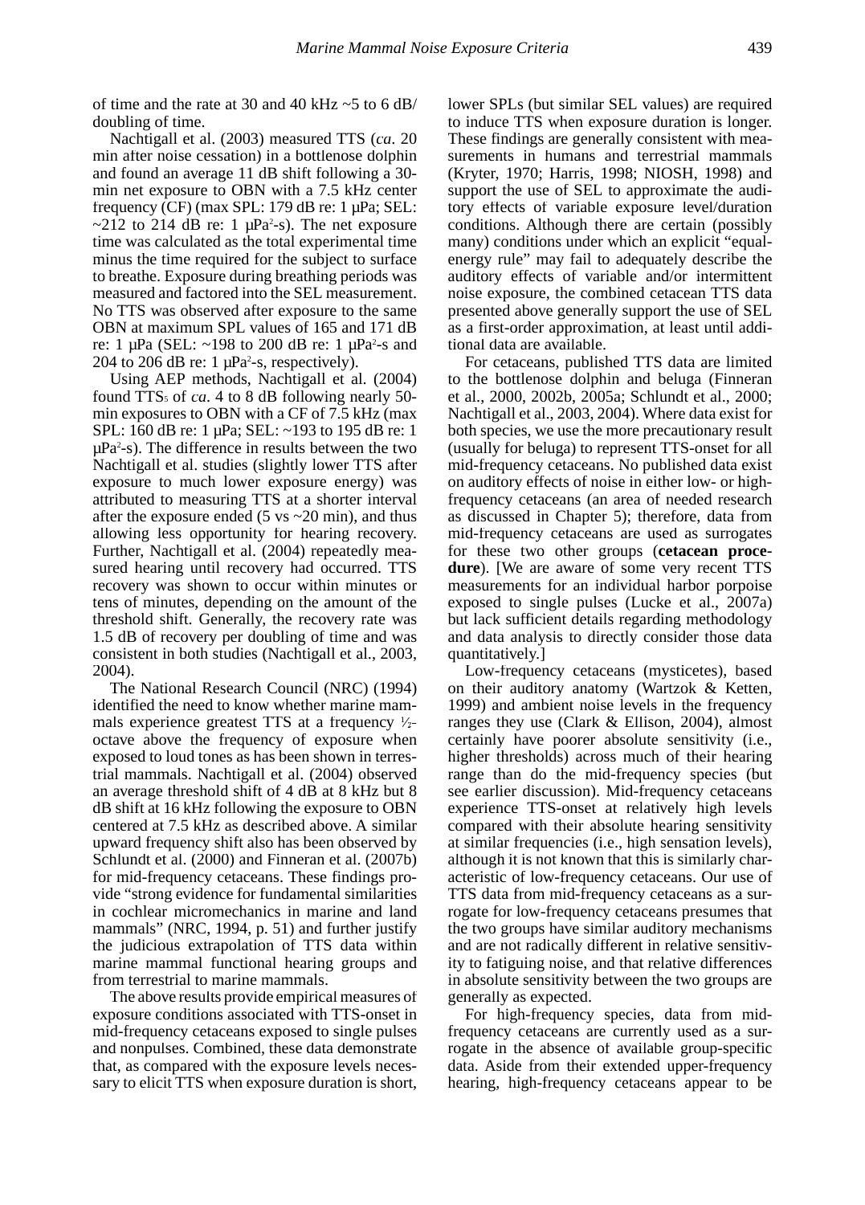of time and the rate at 30 and 40 kHz ~5 to 6 dB/doubling of time.

Nachtigall et al. (2003) measured TTS (*ca*. 20 min after noise cessation) in a bottlenose dolphin and found an average 11 dB shift following a 30-min net exposure to OBN with a 7.5 kHz center frequency (CF) (max SPL: 179 dB re: 1 µPa; SEL: ~212 to 214 dB re: 1 µPa$^2$-s). The net exposure time was calculated as the total experimental time minus the time required for the subject to surface to breathe. Exposure during breathing periods was measured and factored into the SEL measurement. No TTS was observed after exposure to the same OBN at maximum SPL values of 165 and 171 dB re: 1 µPa (SEL: ~198 to 200 dB re: 1 µPa$^2$-s and 204 to 206 dB re: 1 µPa$^2$-s, respectively).

Using AEP methods, Nachtigall et al. (2004) found $TTS_5$ of *ca*. 4 to 8 dB following nearly 50-min exposures to OBN with a CF of 7.5 kHz (max SPL: 160 dB re: 1 µPa; SEL: ~193 to 195 dB re: 1 µPa$^2$-s). The difference in results between the two Nachtigall et al. studies (slightly lower TTS after exposure to much lower exposure energy) was attributed to measuring TTS at a shorter interval after the exposure ended (5 vs ~20 min), and thus allowing less opportunity for hearing recovery. Further, Nachtigall et al. (2004) repeatedly measured hearing until recovery had occurred. TTS recovery was shown to occur within minutes or tens of minutes, depending on the amount of the threshold shift. Generally, the recovery rate was 1.5 dB of recovery per doubling of time and was consistent in both studies (Nachtigall et al., 2003, 2004).

The National Research Council (NRC) (1994) identified the need to know whether marine mammals experience greatest TTS at a frequency ½-octave above the frequency of exposure when exposed to loud tones as has been shown in terrestrial mammals. Nachtigall et al. (2004) observed an average threshold shift of 4 dB at 8 kHz but 8 dB shift at 16 kHz following the exposure to OBN centered at 7.5 kHz as described above. A similar upward frequency shift also has been observed by Schlundt et al. (2000) and Finneran et al. (2007b) for mid-frequency cetaceans. These findings provide "strong evidence for fundamental similarities in cochlear micromechanics in marine and land mammals" (NRC, 1994, p. 51) and further justify the judicious extrapolation of TTS data within marine mammal functional hearing groups and from terrestrial to marine mammals.

The above results provide empirical measures of exposure conditions associated with TTS-onset in mid-frequency cetaceans exposed to single pulses and nonpulses. Combined, these data demonstrate that, as compared with the exposure levels necessary to elicit TTS when exposure duration is short, lower SPLs (but similar SEL values) are required to induce TTS when exposure duration is longer. These findings are generally consistent with measurements in humans and terrestrial mammals (Kryter, 1970; Harris, 1998; NIOSH, 1998) and support the use of SEL to approximate the auditory effects of variable exposure level/duration conditions. Although there are certain (possibly many) conditions under which an explicit "equal-energy rule" may fail to adequately describe the auditory effects of variable and/or intermittent noise exposure, the combined cetacean TTS data presented above generally support the use of SEL as a first-order approximation, at least until additional data are available.

For cetaceans, published TTS data are limited to the bottlenose dolphin and beluga (Finneran et al., 2000, 2002b, 2005a; Schlundt et al., 2000; Nachtigall et al., 2003, 2004). Where data exist for both species, we use the more precautionary result (usually for beluga) to represent TTS-onset for all mid-frequency cetaceans. No published data exist on auditory effects of noise in either low- or high-frequency cetaceans (an area of needed research as discussed in Chapter 5); therefore, data from mid-frequency cetaceans are used as surrogates for these two other groups (**cetacean procedure**). [We are aware of some very recent TTS measurements for an individual harbor porpoise exposed to single pulses (Lucke et al., 2007a) but lack sufficient details regarding methodology and data analysis to directly consider those data quantitatively.]

Low-frequency cetaceans (mysticetes), based on their auditory anatomy (Wartzok & Ketten, 1999) and ambient noise levels in the frequency ranges they use (Clark & Ellison, 2004), almost certainly have poorer absolute sensitivity (i.e., higher thresholds) across much of their hearing range than do the mid-frequency species (but see earlier discussion). Mid-frequency cetaceans experience TTS-onset at relatively high levels compared with their absolute hearing sensitivity at similar frequencies (i.e., high sensation levels), although it is not known that this is similarly characteristic of low-frequency cetaceans. Our use of TTS data from mid-frequency cetaceans as a surrogate for low-frequency cetaceans presumes that the two groups have similar auditory mechanisms and are not radically different in relative sensitivity to fatiguing noise, and that relative differences in absolute sensitivity between the two groups are generally as expected.

For high-frequency species, data from mid-frequency cetaceans are currently used as a surrogate in the absence of available group-specific data. Aside from their extended upper-frequency hearing, high-frequency cetaceans appear to be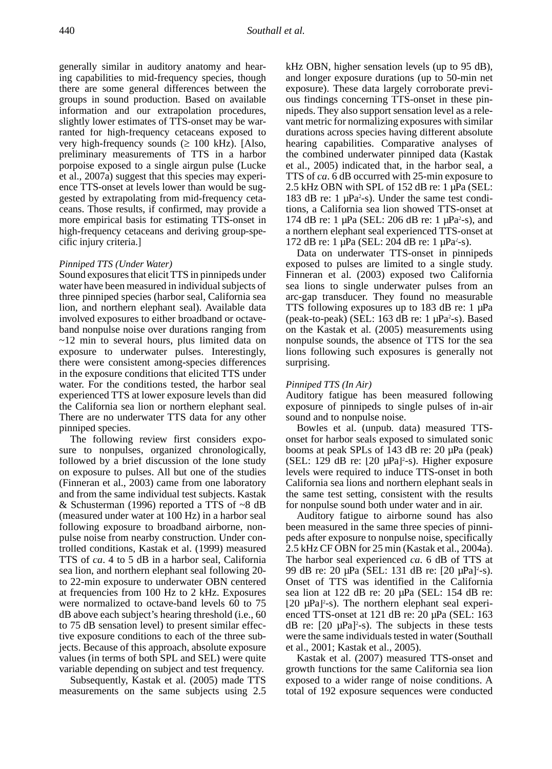generally similar in auditory anatomy and hearing capabilities to mid-frequency species, though there are some general differences between the groups in sound production. Based on available information and our extrapolation procedures, slightly lower estimates of TTS-onset may be warranted for high-frequency cetaceans exposed to very high-frequency sounds (≥ 100 kHz). [Also, preliminary measurements of TTS in a harbor porpoise exposed to a single airgun pulse (Lucke et al., 2007a) suggest that this species may experience TTS-onset at levels lower than would be suggested by extrapolating from mid-frequency cetaceans. Those results, if confirmed, may provide a more empirical basis for estimating TTS-onset in high-frequency cetaceans and deriving group-specific injury criteria.]

*Pinniped TTS (Under Water)*

Sound exposures that elicit TTS in pinnipeds under water have been measured in individual subjects of three pinniped species (harbor seal, California sea lion, and northern elephant seal). Available data involved exposures to either broadband or octave-band nonpulse noise over durations ranging from ~12 min to several hours, plus limited data on exposure to underwater pulses. Interestingly, there were consistent among-species differences in the exposure conditions that elicited TTS under water. For the conditions tested, the harbor seal experienced TTS at lower exposure levels than did the California sea lion or northern elephant seal. There are no underwater TTS data for any other pinniped species.

The following review first considers exposure to nonpulses, organized chronologically, followed by a brief discussion of the lone study on exposure to pulses. All but one of the studies (Finneran et al., 2003) came from one laboratory and from the same individual test subjects. Kastak & Schusterman (1996) reported a TTS of ~8 dB (measured under water at 100 Hz) in a harbor seal following exposure to broadband airborne, nonpulse noise from nearby construction. Under controlled conditions, Kastak et al. (1999) measured TTS of *ca*. 4 to 5 dB in a harbor seal, California sea lion, and northern elephant seal following 20- to 22-min exposure to underwater OBN centered at frequencies from 100 Hz to 2 kHz. Exposures were normalized to octave-band levels 60 to 75 dB above each subject's hearing threshold (i.e., 60 to 75 dB sensation level) to present similar effective exposure conditions to each of the three subjects. Because of this approach, absolute exposure values (in terms of both SPL and SEL) were quite variable depending on subject and test frequency.

Subsequently, Kastak et al. (2005) made TTS measurements on the same subjects using 2.5 kHz OBN, higher sensation levels (up to 95 dB), and longer exposure durations (up to 50-min net exposure). These data largely corroborate previous findings concerning TTS-onset in these pinnipeds. They also support sensation level as a relevant metric for normalizing exposures with similar durations across species having different absolute hearing capabilities. Comparative analyses of the combined underwater pinniped data (Kastak et al., 2005) indicated that, in the harbor seal, a TTS of *ca*. 6 dB occurred with 25-min exposure to 2.5 kHz OBN with SPL of 152 dB re: 1 µPa (SEL: 183 dB re: 1 µPa$^2$-s). Under the same test conditions, a California sea lion showed TTS-onset at 174 dB re: 1 µPa (SEL: 206 dB re: 1 µPa$^2$-s), and a northern elephant seal experienced TTS-onset at 172 dB re: 1 µPa (SEL: 204 dB re: 1 µPa$^2$-s).

Data on underwater TTS-onset in pinnipeds exposed to pulses are limited to a single study. Finneran et al. (2003) exposed two California sea lions to single underwater pulses from an arc-gap transducer. They found no measurable TTS following exposures up to 183 dB re: 1 µPa (peak-to-peak) (SEL: 163 dB re: 1 µPa$^2$-s). Based on the Kastak et al. (2005) measurements using nonpulse sounds, the absence of TTS for the sea lions following such exposures is generally not surprising.

*Pinniped TTS (In Air)*

Auditory fatigue has been measured following exposure of pinnipeds to single pulses of in-air sound and to nonpulse noise.

Bowles et al. (unpub. data) measured TTS-onset for harbor seals exposed to simulated sonic booms at peak SPLs of 143 dB re: 20 µPa (peak) (SEL: 129 dB re: [20 µPa]$^2$-s). Higher exposure levels were required to induce TTS-onset in both California sea lions and northern elephant seals in the same test setting, consistent with the results for nonpulse sound both under water and in air.

Auditory fatigue to airborne sound has also been measured in the same three species of pinnipeds after exposure to nonpulse noise, specifically 2.5 kHz CF OBN for 25 min (Kastak et al., 2004a). The harbor seal experienced *ca*. 6 dB of TTS at 99 dB re: 20 µPa (SEL: 131 dB re: [20 µPa]$^2$-s). Onset of TTS was identified in the California sea lion at 122 dB re: 20 µPa (SEL: 154 dB re: [20 µPa]$^2$-s). The northern elephant seal experienced TTS-onset at 121 dB re: 20 µPa (SEL: 163 dB re: [20 µPa]$^2$-s). The subjects in these tests were the same individuals tested in water (Southall et al., 2001; Kastak et al., 2005).

Kastak et al. (2007) measured TTS-onset and growth functions for the same California sea lion exposed to a wider range of noise conditions. A total of 192 exposure sequences were conducted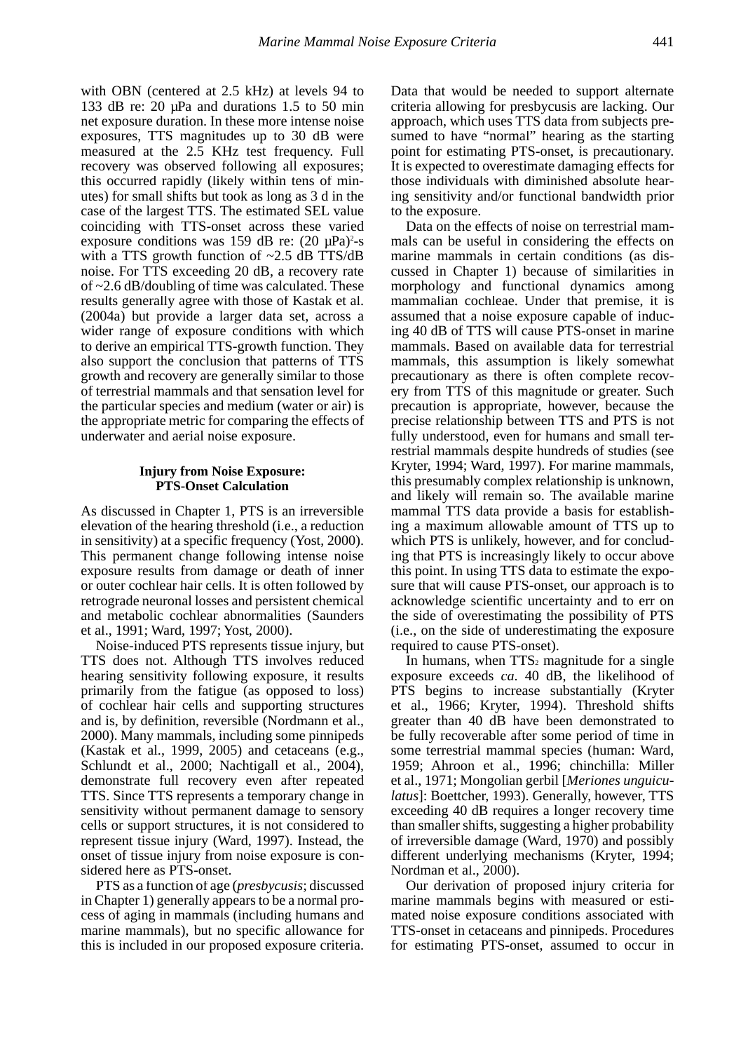with OBN (centered at 2.5 kHz) at levels 94 to 133 dB re: 20 µPa and durations 1.5 to 50 min net exposure duration. In these more intense noise exposures, TTS magnitudes up to 30 dB were measured at the 2.5 KHz test frequency. Full recovery was observed following all exposures; this occurred rapidly (likely within tens of minutes) for small shifts but took as long as 3 d in the case of the largest TTS. The estimated SEL value coinciding with TTS-onset across these varied exposure conditions was 159 dB re: $(20\ \mu Pa)^2$-s with a TTS growth function of ~2.5 dB TTS/dB noise. For TTS exceeding 20 dB, a recovery rate of ~2.6 dB/doubling of time was calculated. These results generally agree with those of Kastak et al. (2004a) but provide a larger data set, across a wider range of exposure conditions with which to derive an empirical TTS-growth function. They also support the conclusion that patterns of TTS growth and recovery are generally similar to those of terrestrial mammals and that sensation level for the particular species and medium (water or air) is the appropriate metric for comparing the effects of underwater and aerial noise exposure.

### Injury from Noise Exposure: PTS-Onset Calculation

As discussed in Chapter 1, PTS is an irreversible elevation of the hearing threshold (i.e., a reduction in sensitivity) at a specific frequency (Yost, 2000). This permanent change following intense noise exposure results from damage or death of inner or outer cochlear hair cells. It is often followed by retrograde neuronal losses and persistent chemical and metabolic cochlear abnormalities (Saunders et al., 1991; Ward, 1997; Yost, 2000).

Noise-induced PTS represents tissue injury, but TTS does not. Although TTS involves reduced hearing sensitivity following exposure, it results primarily from the fatigue (as opposed to loss) of cochlear hair cells and supporting structures and is, by definition, reversible (Nordmann et al., 2000). Many mammals, including some pinnipeds (Kastak et al., 1999, 2005) and cetaceans (e.g., Schlundt et al., 2000; Nachtigall et al., 2004), demonstrate full recovery even after repeated TTS. Since TTS represents a temporary change in sensitivity without permanent damage to sensory cells or support structures, it is not considered to represent tissue injury (Ward, 1997). Instead, the onset of tissue injury from noise exposure is considered here as PTS-onset.

PTS as a function of age (*presbycusis*; discussed in Chapter 1) generally appears to be a normal process of aging in mammals (including humans and marine mammals), but no specific allowance for this is included in our proposed exposure criteria. Data that would be needed to support alternate criteria allowing for presbycusis are lacking. Our approach, which uses TTS data from subjects presumed to have "normal" hearing as the starting point for estimating PTS-onset, is precautionary. It is expected to overestimate damaging effects for those individuals with diminished absolute hearing sensitivity and/or functional bandwidth prior to the exposure.

Data on the effects of noise on terrestrial mammals can be useful in considering the effects on marine mammals in certain conditions (as discussed in Chapter 1) because of similarities in morphology and functional dynamics among mammalian cochleae. Under that premise, it is assumed that a noise exposure capable of inducing 40 dB of TTS will cause PTS-onset in marine mammals. Based on available data for terrestrial mammals, this assumption is likely somewhat precautionary as there is often complete recovery from TTS of this magnitude or greater. Such precaution is appropriate, however, because the precise relationship between TTS and PTS is not fully understood, even for humans and small terrestrial mammals despite hundreds of studies (see Kryter, 1994; Ward, 1997). For marine mammals, this presumably complex relationship is unknown, and likely will remain so. The available marine mammal TTS data provide a basis for establishing a maximum allowable amount of TTS up to which PTS is unlikely, however, and for concluding that PTS is increasingly likely to occur above this point. In using TTS data to estimate the exposure that will cause PTS-onset, our approach is to acknowledge scientific uncertainty and to err on the side of overestimating the possibility of PTS (i.e., on the side of underestimating the exposure required to cause PTS-onset).

In humans, when $TTS_2$ magnitude for a single exposure exceeds *ca*. 40 dB, the likelihood of PTS begins to increase substantially (Kryter et al., 1966; Kryter, 1994). Threshold shifts greater than 40 dB have been demonstrated to be fully recoverable after some period of time in some terrestrial mammal species (human: Ward, 1959; Ahroon et al., 1996; chinchilla: Miller et al., 1971; Mongolian gerbil [*Meriones unguiculatus*]: Boettcher, 1993). Generally, however, TTS exceeding 40 dB requires a longer recovery time than smaller shifts, suggesting a higher probability of irreversible damage (Ward, 1970) and possibly different underlying mechanisms (Kryter, 1994; Nordman et al., 2000).

Our derivation of proposed injury criteria for marine mammals begins with measured or estimated noise exposure conditions associated with TTS-onset in cetaceans and pinnipeds. Procedures for estimating PTS-onset, assumed to occur in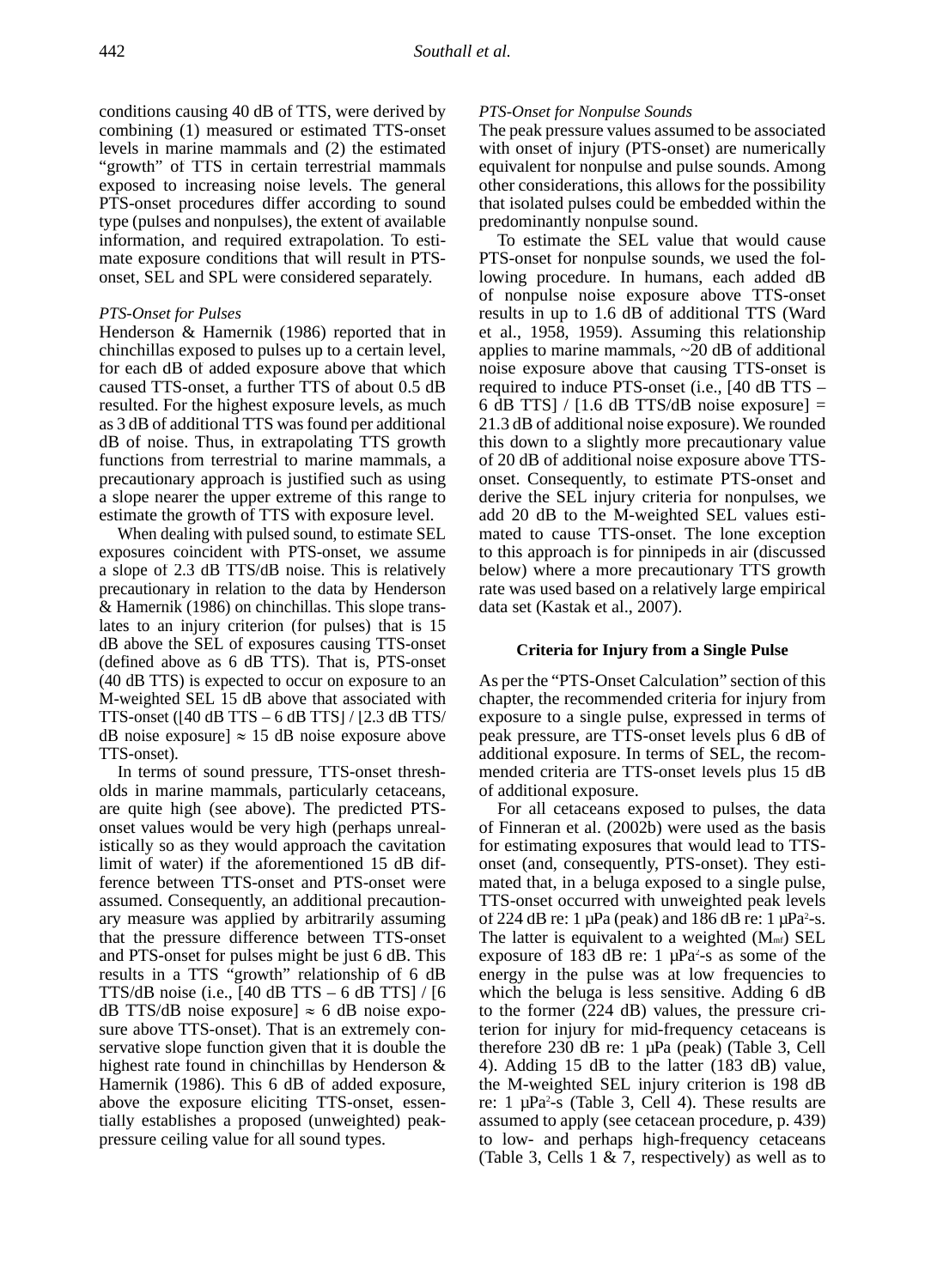conditions causing 40 dB of TTS, were derived by combining (1) measured or estimated TTS-onset levels in marine mammals and (2) the estimated "growth" of TTS in certain terrestrial mammals exposed to increasing noise levels. The general PTS-onset procedures differ according to sound type (pulses and nonpulses), the extent of available information, and required extrapolation. To estimate exposure conditions that will result in PTS-onset, SEL and SPL were considered separately.

*PTS-Onset for Pulses*

Henderson & Hamernik (1986) reported that in chinchillas exposed to pulses up to a certain level, for each dB of added exposure above that which caused TTS-onset, a further TTS of about 0.5 dB resulted. For the highest exposure levels, as much as 3 dB of additional TTS was found per additional dB of noise. Thus, in extrapolating TTS growth functions from terrestrial to marine mammals, a precautionary approach is justified such as using a slope nearer the upper extreme of this range to estimate the growth of TTS with exposure level.

When dealing with pulsed sound, to estimate SEL exposures coincident with PTS-onset, we assume a slope of 2.3 dB TTS/dB noise. This is relatively precautionary in relation to the data by Henderson & Hamernik (1986) on chinchillas. This slope translates to an injury criterion (for pulses) that is 15 dB above the SEL of exposures causing TTS-onset (defined above as 6 dB TTS). That is, PTS-onset (40 dB TTS) is expected to occur on exposure to an M-weighted SEL 15 dB above that associated with TTS-onset ([40 dB TTS – 6 dB TTS] / [2.3 dB TTS/dB noise exposure] ≈ 15 dB noise exposure above TTS-onset).

In terms of sound pressure, TTS-onset thresholds in marine mammals, particularly cetaceans, are quite high (see above). The predicted PTS-onset values would be very high (perhaps unrealistically so as they would approach the cavitation limit of water) if the aforementioned 15 dB difference between TTS-onset and PTS-onset were assumed. Consequently, an additional precautionary measure was applied by arbitrarily assuming that the pressure difference between TTS-onset and PTS-onset for pulses might be just 6 dB. This results in a TTS "growth" relationship of 6 dB TTS/dB noise (i.e., [40 dB TTS – 6 dB TTS] / [6 dB TTS/dB noise exposure] ≈ 6 dB noise exposure above TTS-onset). That is an extremely conservative slope function given that it is double the highest rate found in chinchillas by Henderson & Hamernik (1986). This 6 dB of added exposure, above the exposure eliciting TTS-onset, essentially establishes a proposed (unweighted) peak-pressure ceiling value for all sound types.

*PTS-Onset for Nonpulse Sounds*

The peak pressure values assumed to be associated with onset of injury (PTS-onset) are numerically equivalent for nonpulse and pulse sounds. Among other considerations, this allows for the possibility that isolated pulses could be embedded within the predominantly nonpulse sound.

To estimate the SEL value that would cause PTS-onset for nonpulse sounds, we used the following procedure. In humans, each added dB of nonpulse noise exposure above TTS-onset results in up to 1.6 dB of additional TTS (Ward et al., 1958, 1959). Assuming this relationship applies to marine mammals, ~20 dB of additional noise exposure above that causing TTS-onset is required to induce PTS-onset (i.e., [40 dB TTS – 6 dB TTS] / [1.6 dB TTS/dB noise exposure] = 21.3 dB of additional noise exposure). We rounded this down to a slightly more precautionary value of 20 dB of additional noise exposure above TTS-onset. Consequently, to estimate PTS-onset and derive the SEL injury criteria for nonpulses, we add 20 dB to the M-weighted SEL values estimated to cause TTS-onset. The lone exception to this approach is for pinnipeds in air (discussed below) where a more precautionary TTS growth rate was used based on a relatively large empirical data set (Kastak et al., 2007).

**Criteria for Injury from a Single Pulse**

As per the "PTS-Onset Calculation" section of this chapter, the recommended criteria for injury from exposure to a single pulse, expressed in terms of peak pressure, are TTS-onset levels plus 6 dB of additional exposure. In terms of SEL, the recommended criteria are TTS-onset levels plus 15 dB of additional exposure.

For all cetaceans exposed to pulses, the data of Finneran et al. (2002b) were used as the basis for estimating exposures that would lead to TTS-onset (and, consequently, PTS-onset). They estimated that, in a beluga exposed to a single pulse, TTS-onset occurred with unweighted peak levels of 224 dB re: 1 µPa (peak) and 186 dB re: 1 µPa$^2$-s. The latter is equivalent to a weighted ($M_{mf}$) SEL exposure of 183 dB re: 1 µPa$^2$-s as some of the energy in the pulse was at low frequencies to which the beluga is less sensitive. Adding 6 dB to the former (224 dB) values, the pressure criterion for injury for mid-frequency cetaceans is therefore 230 dB re: 1 µPa (peak) (Table 3, Cell 4). Adding 15 dB to the latter (183 dB) value, the M-weighted SEL injury criterion is 198 dB re: 1 µPa$^2$-s (Table 3, Cell 4). These results are assumed to apply (see cetacean procedure, p. 439) to low- and perhaps high-frequency cetaceans (Table 3, Cells 1 & 7, respectively) as well as to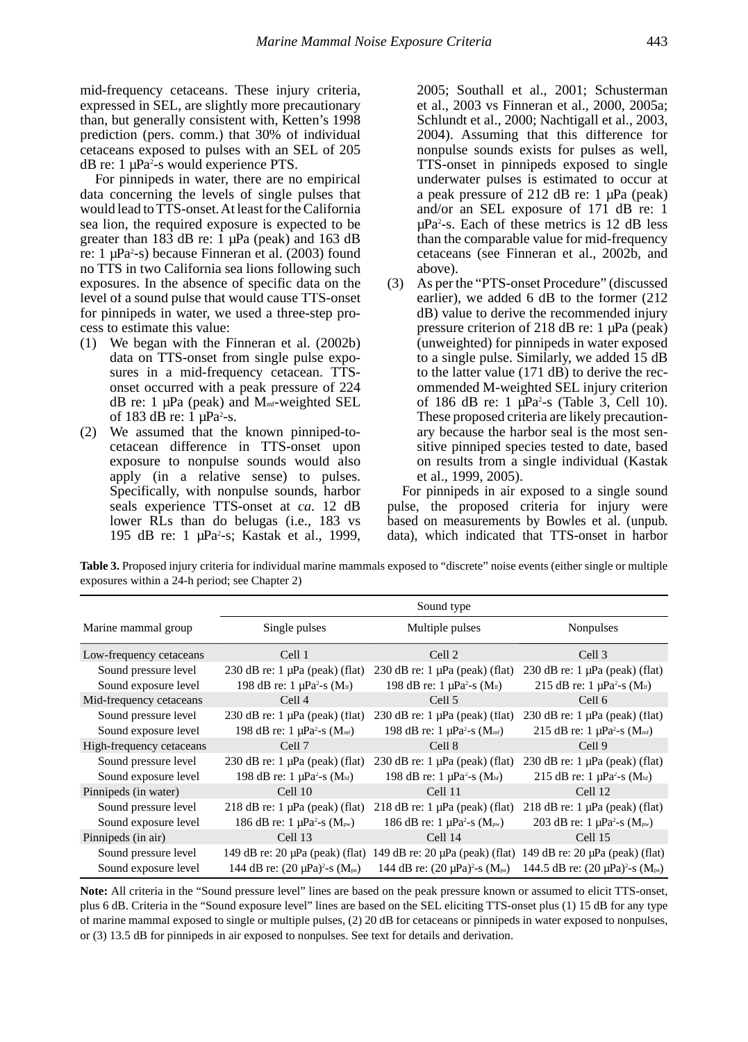mid-frequency cetaceans. These injury criteria, expressed in SEL, are slightly more precautionary than, but generally consistent with, Ketten's 1998 prediction (pers. comm.) that 30% of individual cetaceans exposed to pulses with an SEL of 205 dB re: 1 µPa$^2$-s would experience PTS.

For pinnipeds in water, there are no empirical data concerning the levels of single pulses that would lead to TTS-onset. At least for the California sea lion, the required exposure is expected to be greater than 183 dB re: 1 µPa (peak) and 163 dB re: 1 µPa$^2$-s) because Finneran et al. (2003) found no TTS in two California sea lions following such exposures. In the absence of specific data on the level of a sound pulse that would cause TTS-onset for pinnipeds in water, we used a three-step process to estimate this value:

(1) We began with the Finneran et al. (2002b) data on TTS-onset from single pulse exposures in a mid-frequency cetacean. TTS-onset occurred with a peak pressure of 224 dB re: 1 µPa (peak) and $M_{mf}$-weighted SEL of 183 dB re: 1 µPa$^2$-s.

(2) We assumed that the known pinniped-to-cetacean difference in TTS-onset upon exposure to nonpulse sounds would also apply (in a relative sense) to pulses. Specifically, with nonpulse sounds, harbor seals experience TTS-onset at *ca*. 12 dB lower RLs than do belugas (i.e., 183 vs 195 dB re: 1 µPa$^2$-s; Kastak et al., 1999, 2005; Southall et al., 2001; Schusterman et al., 2003 vs Finneran et al., 2000, 2005a; Schlundt et al., 2000; Nachtigall et al., 2003, 2004). Assuming that this difference for nonpulse sounds exists for pulses as well, TTS-onset in pinnipeds exposed to single underwater pulses is estimated to occur at a peak pressure of 212 dB re: 1 µPa (peak) and/or an SEL exposure of 171 dB re: 1 µPa$^2$-s. Each of these metrics is 12 dB less than the comparable value for mid-frequency cetaceans (see Finneran et al., 2002b, and above).

(3) As per the "PTS-onset Procedure" (discussed earlier), we added 6 dB to the former (212 dB) value to derive the recommended injury pressure criterion of 218 dB re: 1 µPa (peak) (unweighted) for pinnipeds in water exposed to a single pulse. Similarly, we added 15 dB to the latter value (171 dB) to derive the recommended M-weighted SEL injury criterion of 186 dB re: 1 µPa$^2$-s (Table 3, Cell 10). These proposed criteria are likely precautionary because the harbor seal is the most sensitive pinniped species tested to date, based on results from a single individual (Kastak et al., 1999, 2005).

For pinnipeds in air exposed to a single sound pulse, the proposed criteria for injury were based on measurements by Bowles et al. (unpub. data), which indicated that TTS-onset in harbor

**Table 3.** Proposed injury criteria for individual marine mammals exposed to "discrete" noise events (either single or multiple exposures within a 24-h period; see Chapter 2)

| Marine mammal group | Sound type | | |
|---|---|---|---|
| | Single pulses | Multiple pulses | Nonpulses |
| Low-frequency cetaceans | Cell 1 | Cell 2 | Cell 3 |
| Sound pressure level | 230 dB re: 1 µPa (peak) (flat) | 230 dB re: 1 µPa (peak) (flat) | 230 dB re: 1 µPa (peak) (flat) |
| Sound exposure level | 198 dB re: 1 µPa$^2$-s ($M_{lf}$) | 198 dB re: 1 µPa$^2$-s ($M_{lf}$) | 215 dB re: 1 µPa$^2$-s ($M_{lf}$) |
| Mid-frequency cetaceans | Cell 4 | Cell 5 | Cell 6 |
| Sound pressure level | 230 dB re: 1 µPa (peak) (flat) | 230 dB re: 1 µPa (peak) (flat) | 230 dB re: 1 µPa (peak) (flat) |
| Sound exposure level | 198 dB re: 1 µPa$^2$-s ($M_{mf}$) | 198 dB re: 1 µPa$^2$-s ($M_{mf}$) | 215 dB re: 1 µPa$^2$-s ($M_{mf}$) |
| High-frequency cetaceans | Cell 7 | Cell 8 | Cell 9 |
| Sound pressure level | 230 dB re: 1 µPa (peak) (flat) | 230 dB re: 1 µPa (peak) (flat) | 230 dB re: 1 µPa (peak) (flat) |
| Sound exposure level | 198 dB re: 1 µPa$^2$-s ($M_{hf}$) | 198 dB re: 1 µPa$^2$-s ($M_{hf}$) | 215 dB re: 1 µPa$^2$-s ($M_{hf}$) |
| Pinnipeds (in water) | Cell 10 | Cell 11 | Cell 12 |
| Sound pressure level | 218 dB re: 1 µPa (peak) (flat) | 218 dB re: 1 µPa (peak) (flat) | 218 dB re: 1 µPa (peak) (flat) |
| Sound exposure level | 186 dB re: 1 µPa$^2$-s ($M_{pw}$) | 186 dB re: 1 µPa$^2$-s ($M_{pw}$) | 203 dB re: 1 µPa$^2$-s ($M_{pw}$) |
| Pinnipeds (in air) | Cell 13 | Cell 14 | Cell 15 |
| Sound pressure level | 149 dB re: 20 µPa (peak) (flat) | 149 dB re: 20 µPa (peak) (flat) | 149 dB re: 20 µPa (peak) (flat) |
| Sound exposure level | 144 dB re: (20 µPa)$^2$-s ($M_{pa}$) | 144 dB re: (20 µPa)$^2$-s ($M_{pa}$) | 144.5 dB re: (20 µPa)$^2$-s ($M_{pa}$) |

**Note:** All criteria in the "Sound pressure level" lines are based on the peak pressure known or assumed to elicit TTS-onset, plus 6 dB. Criteria in the "Sound exposure level" lines are based on the SEL eliciting TTS-onset plus (1) 15 dB for any type of marine mammal exposed to single or multiple pulses, (2) 20 dB for cetaceans or pinnipeds in water exposed to nonpulses, or (3) 13.5 dB for pinnipeds in air exposed to nonpulses. See text for details and derivation.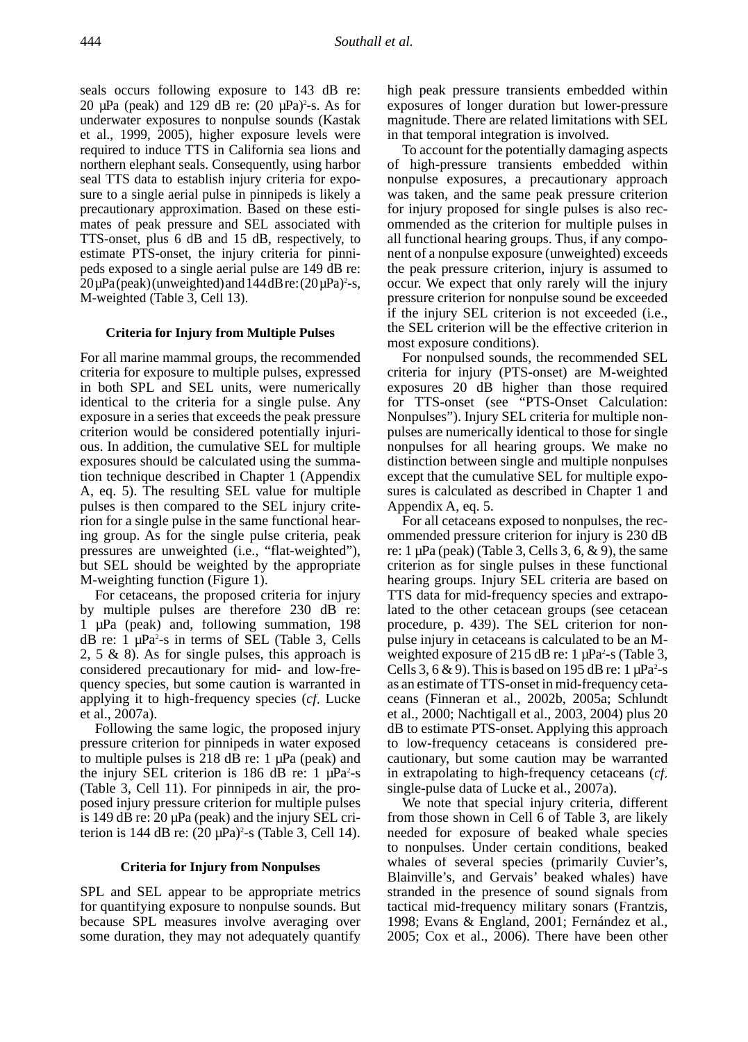seals occurs following exposure to 143 dB re: 20 µPa (peak) and 129 dB re: $(20\ \mu Pa)^2$-s. As for underwater exposures to nonpulse sounds (Kastak et al., 1999, 2005), higher exposure levels were required to induce TTS in California sea lions and northern elephant seals. Consequently, using harbor seal TTS data to establish injury criteria for exposure to a single aerial pulse in pinnipeds is likely a precautionary approximation. Based on these estimates of peak pressure and SEL associated with TTS-onset, plus 6 dB and 15 dB, respectively, to estimate PTS-onset, the injury criteria for pinnipeds exposed to a single aerial pulse are 149 dB re: 20 µPa (peak) (unweighted) and 144 dB re: $(20\ \mu Pa)^2$-s, M-weighted (Table 3, Cell 13).

### Criteria for Injury from Multiple Pulses

For all marine mammal groups, the recommended criteria for exposure to multiple pulses, expressed in both SPL and SEL units, were numerically identical to the criteria for a single pulse. Any exposure in a series that exceeds the peak pressure criterion would be considered potentially injurious. In addition, the cumulative SEL for multiple exposures should be calculated using the summation technique described in Chapter 1 (Appendix A, eq. 5). The resulting SEL value for multiple pulses is then compared to the SEL injury criterion for a single pulse in the same functional hearing group. As for the single pulse criteria, peak pressures are unweighted (i.e., "flat-weighted"), but SEL should be weighted by the appropriate M-weighting function (Figure 1).

For cetaceans, the proposed criteria for injury by multiple pulses are therefore 230 dB re: 1 µPa (peak) and, following summation, 198 dB re: 1 $\mu Pa^2$-s in terms of SEL (Table 3, Cells 2, 5 & 8). As for single pulses, this approach is considered precautionary for mid- and low-frequency species, but some caution is warranted in applying it to high-frequency species (*cf.* Lucke et al., 2007a).

Following the same logic, the proposed injury pressure criterion for pinnipeds in water exposed to multiple pulses is 218 dB re: 1 µPa (peak) and the injury SEL criterion is 186 dB re: 1 $\mu Pa^2$-s (Table 3, Cell 11). For pinnipeds in air, the proposed injury pressure criterion for multiple pulses is 149 dB re: 20 µPa (peak) and the injury SEL criterion is 144 dB re: $(20\ \mu Pa)^2$-s (Table 3, Cell 14).

### Criteria for Injury from Nonpulses

SPL and SEL appear to be appropriate metrics for quantifying exposure to nonpulse sounds. But because SPL measures involve averaging over some duration, they may not adequately quantify high peak pressure transients embedded within exposures of longer duration but lower-pressure magnitude. There are related limitations with SEL in that temporal integration is involved.

To account for the potentially damaging aspects of high-pressure transients embedded within nonpulse exposures, a precautionary approach was taken, and the same peak pressure criterion for injury proposed for single pulses is also recommended as the criterion for multiple pulses in all functional hearing groups. Thus, if any component of a nonpulse exposure (unweighted) exceeds the peak pressure criterion, injury is assumed to occur. We expect that only rarely will the injury pressure criterion for nonpulse sound be exceeded if the injury SEL criterion is not exceeded (i.e., the SEL criterion will be the effective criterion in most exposure conditions).

For nonpulsed sounds, the recommended SEL criteria for injury (PTS-onset) are M-weighted exposures 20 dB higher than those required for TTS-onset (see "PTS-Onset Calculation: Nonpulses"). Injury SEL criteria for multiple nonpulses are numerically identical to those for single nonpulses for all hearing groups. We make no distinction between single and multiple nonpulses except that the cumulative SEL for multiple exposures is calculated as described in Chapter 1 and Appendix A, eq. 5.

For all cetaceans exposed to nonpulses, the recommended pressure criterion for injury is 230 dB re: 1 µPa (peak) (Table 3, Cells 3, 6, & 9), the same criterion as for single pulses in these functional hearing groups. Injury SEL criteria are based on TTS data for mid-frequency species and extrapolated to the other cetacean groups (see cetacean procedure, p. 439). The SEL criterion for nonpulse injury in cetaceans is calculated to be an M-weighted exposure of 215 dB re: 1 $\mu Pa^2$-s (Table 3, Cells 3, 6 & 9). This is based on 195 dB re: 1 $\mu Pa^2$-s as an estimate of TTS-onset in mid-frequency cetaceans (Finneran et al., 2002b, 2005a; Schlundt et al., 2000; Nachtigall et al., 2003, 2004) plus 20 dB to estimate PTS-onset. Applying this approach to low-frequency cetaceans is considered precautionary, but some caution may be warranted in extrapolating to high-frequency cetaceans (*cf.* single-pulse data of Lucke et al., 2007a).

We note that special injury criteria, different from those shown in Cell 6 of Table 3, are likely needed for exposure of beaked whale species to nonpulses. Under certain conditions, beaked whales of several species (primarily Cuvier's, Blainville's, and Gervais' beaked whales) have stranded in the presence of sound signals from tactical mid-frequency military sonars (Frantzis, 1998; Evans & England, 2001; Fernández et al., 2005; Cox et al., 2006). There have been other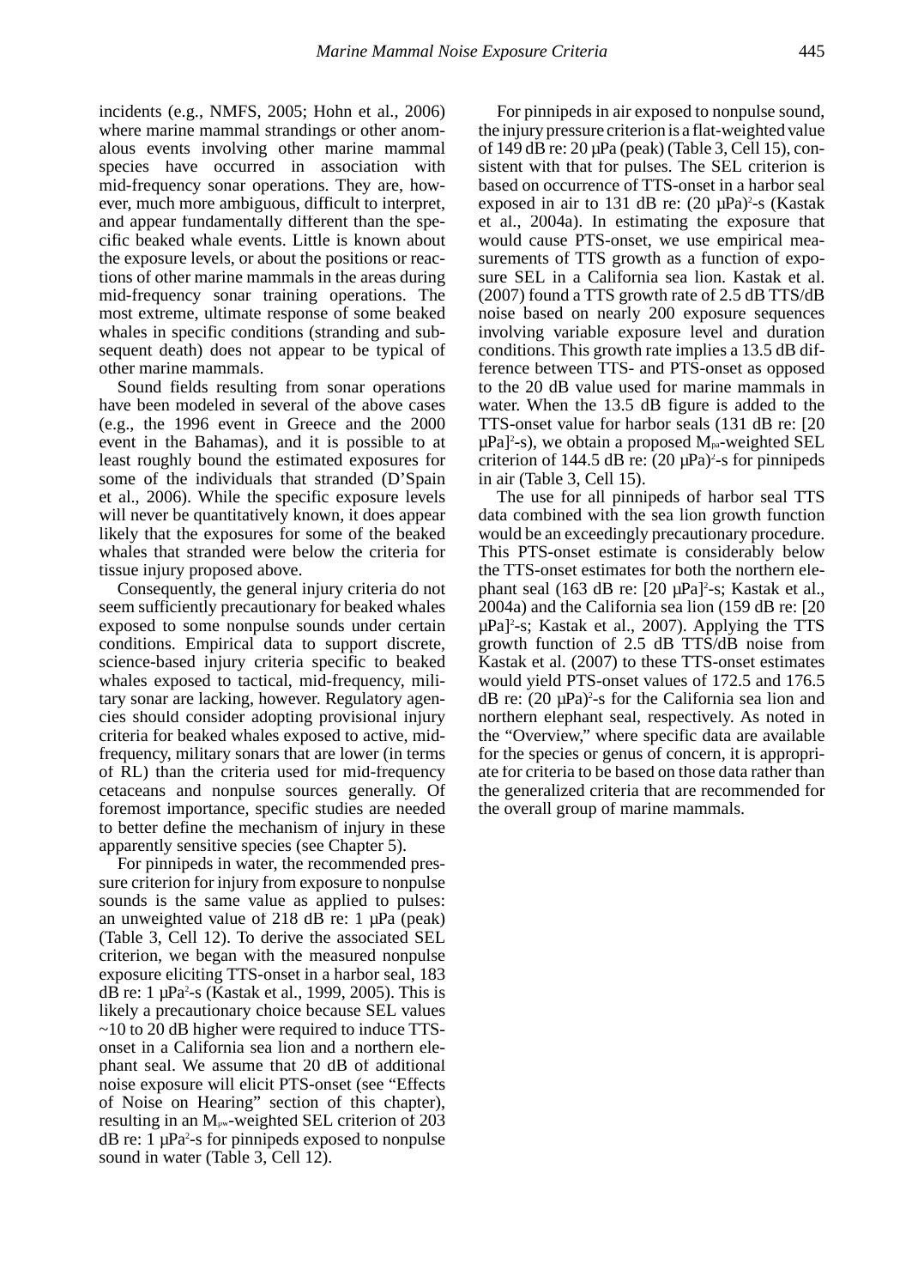incidents (e.g., NMFS, 2005; Hohn et al., 2006) where marine mammal strandings or other anomalous events involving other marine mammal species have occurred in association with mid-frequency sonar operations. They are, however, much more ambiguous, difficult to interpret, and appear fundamentally different than the specific beaked whale events. Little is known about the exposure levels, or about the positions or reactions of other marine mammals in the areas during mid-frequency sonar training operations. The most extreme, ultimate response of some beaked whales in specific conditions (stranding and subsequent death) does not appear to be typical of other marine mammals.

Sound fields resulting from sonar operations have been modeled in several of the above cases (e.g., the 1996 event in Greece and the 2000 event in the Bahamas), and it is possible to at least roughly bound the estimated exposures for some of the individuals that stranded (D'Spain et al., 2006). While the specific exposure levels will never be quantitatively known, it does appear likely that the exposures for some of the beaked whales that stranded were below the criteria for tissue injury proposed above.

Consequently, the general injury criteria do not seem sufficiently precautionary for beaked whales exposed to some nonpulse sounds under certain conditions. Empirical data to support discrete, science-based injury criteria specific to beaked whales exposed to tactical, mid-frequency, military sonar are lacking, however. Regulatory agencies should consider adopting provisional injury criteria for beaked whales exposed to active, mid-frequency, military sonars that are lower (in terms of RL) than the criteria used for mid-frequency cetaceans and nonpulse sources generally. Of foremost importance, specific studies are needed to better define the mechanism of injury in these apparently sensitive species (see Chapter 5).

For pinnipeds in water, the recommended pressure criterion for injury from exposure to nonpulse sounds is the same value as applied to pulses: an unweighted value of 218 dB re: 1 µPa (peak) (Table 3, Cell 12). To derive the associated SEL criterion, we began with the measured nonpulse exposure eliciting TTS-onset in a harbor seal, 183 dB re: 1 $\mu Pa^2$-s (Kastak et al., 1999, 2005). This is likely a precautionary choice because SEL values ~10 to 20 dB higher were required to induce TTS-onset in a California sea lion and a northern elephant seal. We assume that 20 dB of additional noise exposure will elicit PTS-onset (see "Effects of Noise on Hearing" section of this chapter), resulting in an $M_{pw}$-weighted SEL criterion of 203 dB re: 1 $\mu Pa^2$-s for pinnipeds exposed to nonpulse sound in water (Table 3, Cell 12).

For pinnipeds in air exposed to nonpulse sound, the injury pressure criterion is a flat-weighted value of 149 dB re: 20 µPa (peak) (Table 3, Cell 15), consistent with that for pulses. The SEL criterion is based on occurrence of TTS-onset in a harbor seal exposed in air to 131 dB re: $(20\ \mu Pa)^2$-s (Kastak et al., 2004a). In estimating the exposure that would cause PTS-onset, we use empirical measurements of TTS growth as a function of exposure SEL in a California sea lion. Kastak et al. (2007) found a TTS growth rate of 2.5 dB TTS/dB noise based on nearly 200 exposure sequences involving variable exposure level and duration conditions. This growth rate implies a 13.5 dB difference between TTS- and PTS-onset as opposed to the 20 dB value used for marine mammals in water. When the 13.5 dB figure is added to the TTS-onset value for harbor seals (131 dB re: $[20\ \mu Pa]^2$-s), we obtain a proposed $M_{pa}$-weighted SEL criterion of 144.5 dB re: $(20\ \mu Pa)^2$-s for pinnipeds in air (Table 3, Cell 15).

The use for all pinnipeds of harbor seal TTS data combined with the sea lion growth function would be an exceedingly precautionary procedure. This PTS-onset estimate is considerably below the TTS-onset estimates for both the northern elephant seal (163 dB re: $[20\ \mu Pa]^2$-s; Kastak et al., 2004a) and the California sea lion (159 dB re: $[20\ \mu Pa]^2$-s; Kastak et al., 2007). Applying the TTS growth function of 2.5 dB TTS/dB noise from Kastak et al. (2007) to these TTS-onset estimates would yield PTS-onset values of 172.5 and 176.5 dB re: $(20\ \mu Pa)^2$-s for the California sea lion and northern elephant seal, respectively. As noted in the "Overview," where specific data are available for the species or genus of concern, it is appropriate for criteria to be based on those data rather than the generalized criteria that are recommended for the overall group of marine mammals.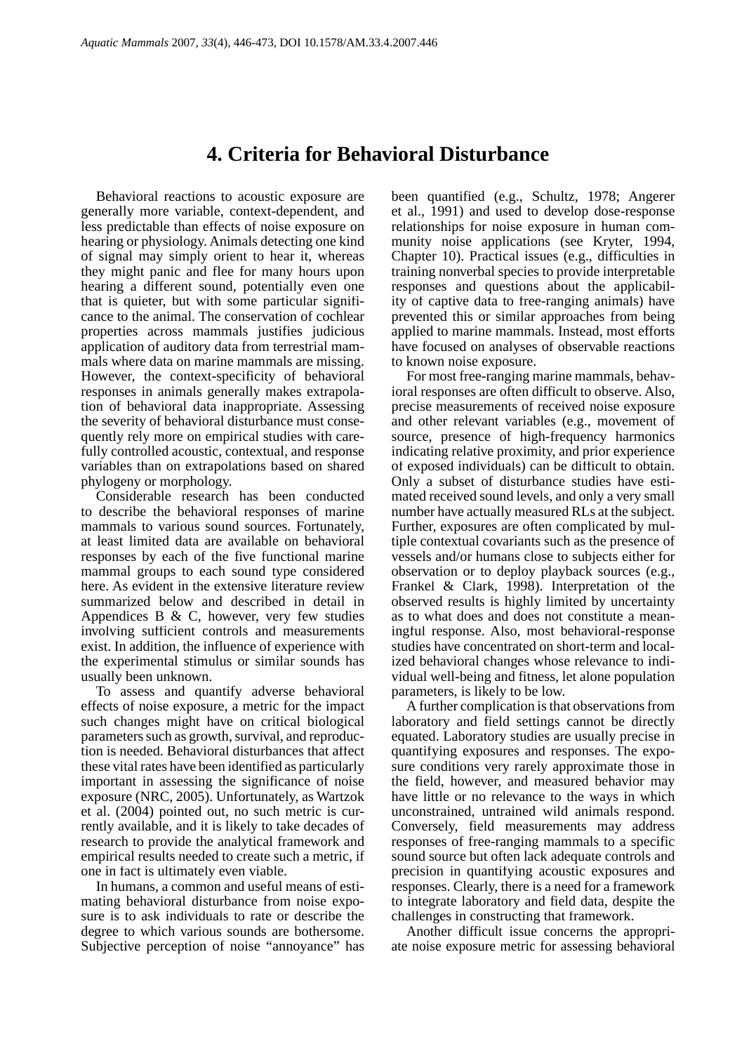# 4. Criteria for Behavioral Disturbance

Behavioral reactions to acoustic exposure are generally more variable, context-dependent, and less predictable than effects of noise exposure on hearing or physiology. Animals detecting one kind of signal may simply orient to hear it, whereas they might panic and flee for many hours upon hearing a different sound, potentially even one that is quieter, but with some particular significance to the animal. The conservation of cochlear properties across mammals justifies judicious application of auditory data from terrestrial mammals where data on marine mammals are missing. However, the context-specificity of behavioral responses in animals generally makes extrapolation of behavioral data inappropriate. Assessing the severity of behavioral disturbance must consequently rely more on empirical studies with carefully controlled acoustic, contextual, and response variables than on extrapolations based on shared phylogeny or morphology.

Considerable research has been conducted to describe the behavioral responses of marine mammals to various sound sources. Fortunately, at least limited data are available on behavioral responses by each of the five functional marine mammal groups to each sound type considered here. As evident in the extensive literature review summarized below and described in detail in Appendices B & C, however, very few studies involving sufficient controls and measurements exist. In addition, the influence of experience with the experimental stimulus or similar sounds has usually been unknown.

To assess and quantify adverse behavioral effects of noise exposure, a metric for the impact such changes might have on critical biological parameters such as growth, survival, and reproduction is needed. Behavioral disturbances that affect these vital rates have been identified as particularly important in assessing the significance of noise exposure (NRC, 2005). Unfortunately, as Wartzok et al. (2004) pointed out, no such metric is currently available, and it is likely to take decades of research to provide the analytical framework and empirical results needed to create such a metric, if one in fact is ultimately even viable.

In humans, a common and useful means of estimating behavioral disturbance from noise exposure is to ask individuals to rate or describe the degree to which various sounds are bothersome. Subjective perception of noise "annoyance" has been quantified (e.g., Schultz, 1978; Angerer et al., 1991) and used to develop dose-response relationships for noise exposure in human community noise applications (see Kryter, 1994, Chapter 10). Practical issues (e.g., difficulties in training nonverbal species to provide interpretable responses and questions about the applicability of captive data to free-ranging animals) have prevented this or similar approaches from being applied to marine mammals. Instead, most efforts have focused on analyses of observable reactions to known noise exposure.

For most free-ranging marine mammals, behavioral responses are often difficult to observe. Also, precise measurements of received noise exposure and other relevant variables (e.g., movement of source, presence of high-frequency harmonics indicating relative proximity, and prior experience of exposed individuals) can be difficult to obtain. Only a subset of disturbance studies have estimated received sound levels, and only a very small number have actually measured RLs at the subject. Further, exposures are often complicated by multiple contextual covariants such as the presence of vessels and/or humans close to subjects either for observation or to deploy playback sources (e.g., Frankel & Clark, 1998). Interpretation of the observed results is highly limited by uncertainty as to what does and does not constitute a meaningful response. Also, most behavioral-response studies have concentrated on short-term and localized behavioral changes whose relevance to individual well-being and fitness, let alone population parameters, is likely to be low.

A further complication is that observations from laboratory and field settings cannot be directly equated. Laboratory studies are usually precise in quantifying exposures and responses. The exposure conditions very rarely approximate those in the field, however, and measured behavior may have little or no relevance to the ways in which unconstrained, untrained wild animals respond. Conversely, field measurements may address responses of free-ranging mammals to a specific sound source but often lack adequate controls and precision in quantifying acoustic exposures and responses. Clearly, there is a need for a framework to integrate laboratory and field data, despite the challenges in constructing that framework.

Another difficult issue concerns the appropriate noise exposure metric for assessing behavioral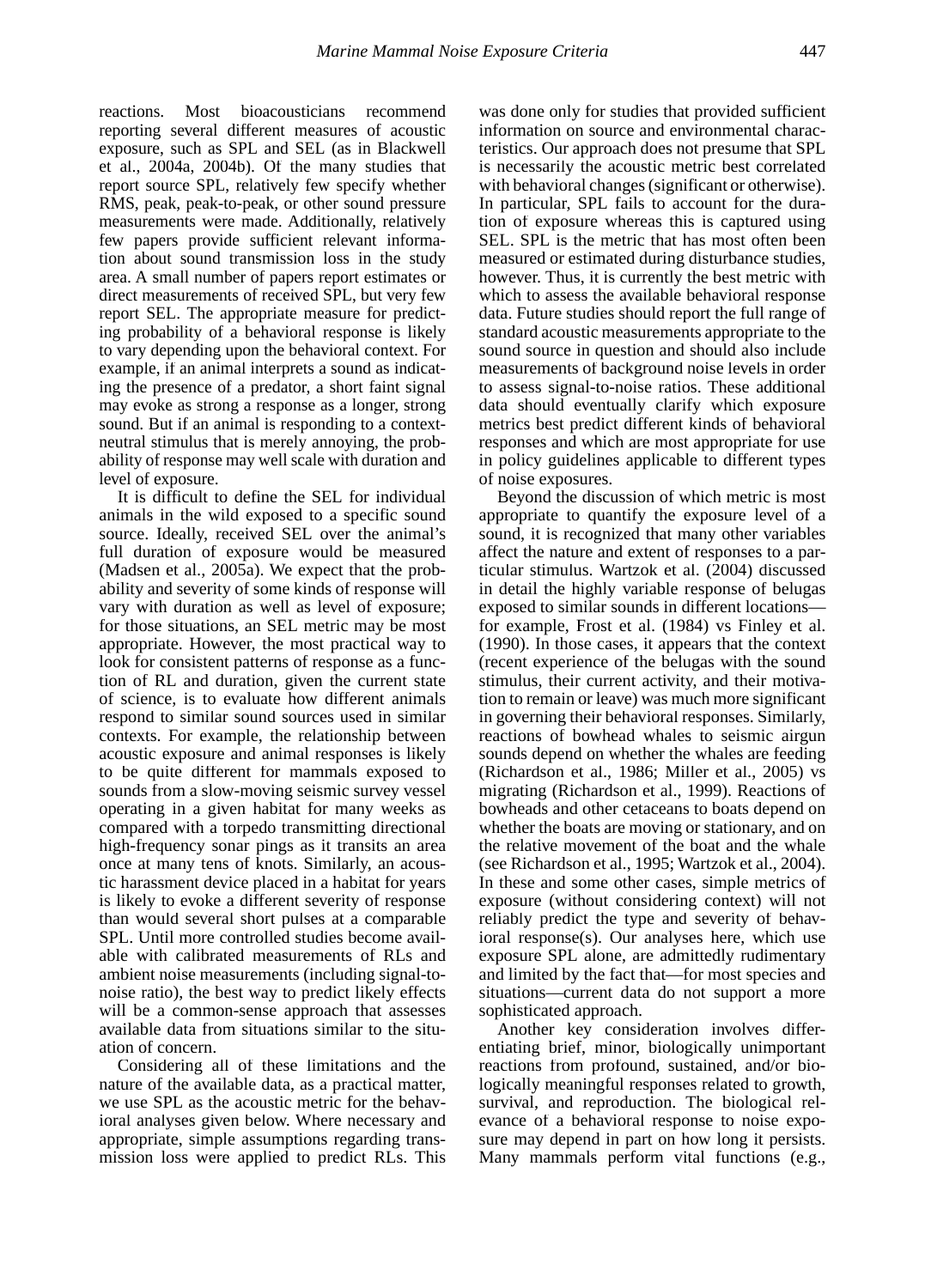reactions. Most bioacousticians recommend reporting several different measures of acoustic exposure, such as SPL and SEL (as in Blackwell et al., 2004a, 2004b). Of the many studies that report source SPL, relatively few specify whether RMS, peak, peak-to-peak, or other sound pressure measurements were made. Additionally, relatively few papers provide sufficient relevant information about sound transmission loss in the study area. A small number of papers report estimates or direct measurements of received SPL, but very few report SEL. The appropriate measure for predicting probability of a behavioral response is likely to vary depending upon the behavioral context. For example, if an animal interprets a sound as indicating the presence of a predator, a short faint signal may evoke as strong a response as a longer, strong sound. But if an animal is responding to a context-neutral stimulus that is merely annoying, the probability of response may well scale with duration and level of exposure.

It is difficult to define the SEL for individual animals in the wild exposed to a specific sound source. Ideally, received SEL over the animal's full duration of exposure would be measured (Madsen et al., 2005a). We expect that the probability and severity of some kinds of response will vary with duration as well as level of exposure; for those situations, an SEL metric may be most appropriate. However, the most practical way to look for consistent patterns of response as a function of RL and duration, given the current state of science, is to evaluate how different animals respond to similar sound sources used in similar contexts. For example, the relationship between acoustic exposure and animal responses is likely to be quite different for mammals exposed to sounds from a slow-moving seismic survey vessel operating in a given habitat for many weeks as compared with a torpedo transmitting directional high-frequency sonar pings as it transits an area once at many tens of knots. Similarly, an acoustic harassment device placed in a habitat for years is likely to evoke a different severity of response than would several short pulses at a comparable SPL. Until more controlled studies become available with calibrated measurements of RLs and ambient noise measurements (including signal-to-noise ratio), the best way to predict likely effects will be a common-sense approach that assesses available data from situations similar to the situation of concern.

Considering all of these limitations and the nature of the available data, as a practical matter, we use SPL as the acoustic metric for the behavioral analyses given below. Where necessary and appropriate, simple assumptions regarding transmission loss were applied to predict RLs. This was done only for studies that provided sufficient information on source and environmental characteristics. Our approach does not presume that SPL is necessarily the acoustic metric best correlated with behavioral changes (significant or otherwise). In particular, SPL fails to account for the duration of exposure whereas this is captured using SEL. SPL is the metric that has most often been measured or estimated during disturbance studies, however. Thus, it is currently the best metric with which to assess the available behavioral response data. Future studies should report the full range of standard acoustic measurements appropriate to the sound source in question and should also include measurements of background noise levels in order to assess signal-to-noise ratios. These additional data should eventually clarify which exposure metrics best predict different kinds of behavioral responses and which are most appropriate for use in policy guidelines applicable to different types of noise exposures.

Beyond the discussion of which metric is most appropriate to quantify the exposure level of a sound, it is recognized that many other variables affect the nature and extent of responses to a particular stimulus. Wartzok et al. (2004) discussed in detail the highly variable response of belugas exposed to similar sounds in different locations—for example, Frost et al. (1984) vs Finley et al. (1990). In those cases, it appears that the context (recent experience of the belugas with the sound stimulus, their current activity, and their motivation to remain or leave) was much more significant in governing their behavioral responses. Similarly, reactions of bowhead whales to seismic airgun sounds depend on whether the whales are feeding (Richardson et al., 1986; Miller et al., 2005) vs migrating (Richardson et al., 1999). Reactions of bowheads and other cetaceans to boats depend on whether the boats are moving or stationary, and on the relative movement of the boat and the whale (see Richardson et al., 1995; Wartzok et al., 2004). In these and some other cases, simple metrics of exposure (without considering context) will not reliably predict the type and severity of behavioral response(s). Our analyses here, which use exposure SPL alone, are admittedly rudimentary and limited by the fact that—for most species and situations—current data do not support a more sophisticated approach.

Another key consideration involves differentiating brief, minor, biologically unimportant reactions from profound, sustained, and/or biologically meaningful responses related to growth, survival, and reproduction. The biological relevance of a behavioral response to noise exposure may depend in part on how long it persists. Many mammals perform vital functions (e.g.,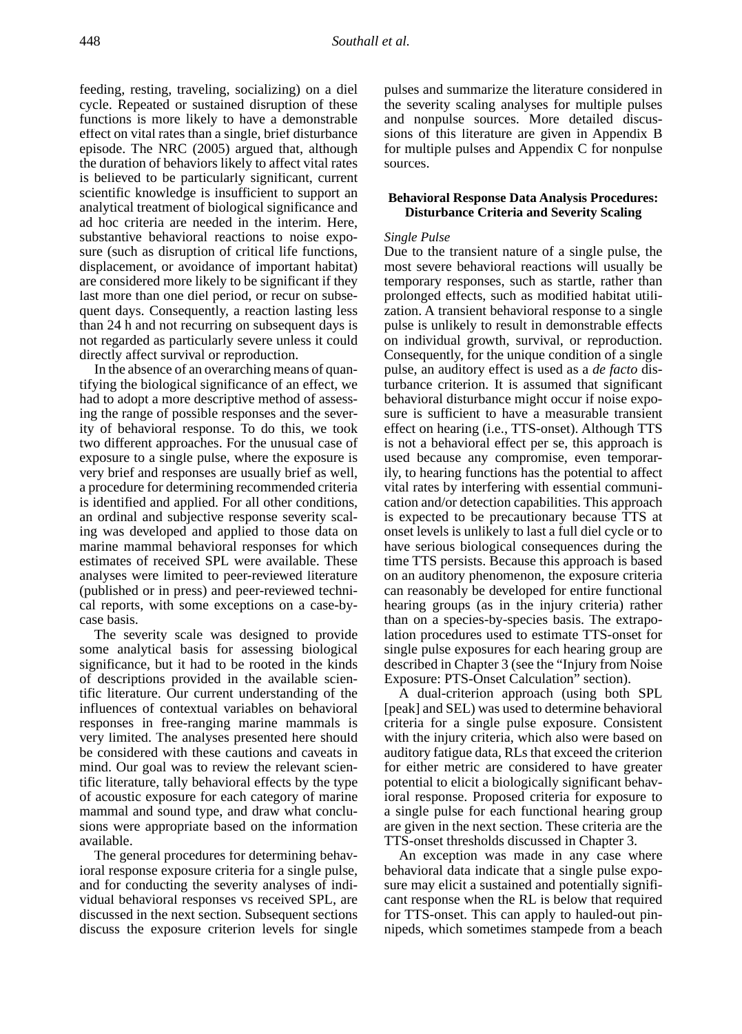feeding, resting, traveling, socializing) on a diel cycle. Repeated or sustained disruption of these functions is more likely to have a demonstrable effect on vital rates than a single, brief disturbance episode. The NRC (2005) argued that, although the duration of behaviors likely to affect vital rates is believed to be particularly significant, current scientific knowledge is insufficient to support an analytical treatment of biological significance and ad hoc criteria are needed in the interim. Here, substantive behavioral reactions to noise exposure (such as disruption of critical life functions, displacement, or avoidance of important habitat) are considered more likely to be significant if they last more than one diel period, or recur on subsequent days. Consequently, a reaction lasting less than 24 h and not recurring on subsequent days is not regarded as particularly severe unless it could directly affect survival or reproduction.

In the absence of an overarching means of quantifying the biological significance of an effect, we had to adopt a more descriptive method of assessing the range of possible responses and the severity of behavioral response. To do this, we took two different approaches. For the unusual case of exposure to a single pulse, where the exposure is very brief and responses are usually brief as well, a procedure for determining recommended criteria is identified and applied. For all other conditions, an ordinal and subjective response severity scaling was developed and applied to those data on marine mammal behavioral responses for which estimates of received SPL were available. These analyses were limited to peer-reviewed literature (published or in press) and peer-reviewed technical reports, with some exceptions on a case-by-case basis.

The severity scale was designed to provide some analytical basis for assessing biological significance, but it had to be rooted in the kinds of descriptions provided in the available scientific literature. Our current understanding of the influences of contextual variables on behavioral responses in free-ranging marine mammals is very limited. The analyses presented here should be considered with these cautions and caveats in mind. Our goal was to review the relevant scientific literature, tally behavioral effects by the type of acoustic exposure for each category of marine mammal and sound type, and draw what conclusions were appropriate based on the information available.

The general procedures for determining behavioral response exposure criteria for a single pulse, and for conducting the severity analyses of individual behavioral responses vs received SPL, are discussed in the next section. Subsequent sections discuss the exposure criterion levels for single pulses and summarize the literature considered in the severity scaling analyses for multiple pulses and nonpulse sources. More detailed discussions of this literature are given in Appendix B for multiple pulses and Appendix C for nonpulse sources.

### Behavioral Response Data Analysis Procedures: Disturbance Criteria and Severity Scaling

#### *Single Pulse*

Due to the transient nature of a single pulse, the most severe behavioral reactions will usually be temporary responses, such as startle, rather than prolonged effects, such as modified habitat utilization. A transient behavioral response to a single pulse is unlikely to result in demonstrable effects on individual growth, survival, or reproduction. Consequently, for the unique condition of a single pulse, an auditory effect is used as a *de facto* disturbance criterion. It is assumed that significant behavioral disturbance might occur if noise exposure is sufficient to have a measurable transient effect on hearing (i.e., TTS-onset). Although TTS is not a behavioral effect per se, this approach is used because any compromise, even temporarily, to hearing functions has the potential to affect vital rates by interfering with essential communication and/or detection capabilities. This approach is expected to be precautionary because TTS at onset levels is unlikely to last a full diel cycle or to have serious biological consequences during the time TTS persists. Because this approach is based on an auditory phenomenon, the exposure criteria can reasonably be developed for entire functional hearing groups (as in the injury criteria) rather than on a species-by-species basis. The extrapolation procedures used to estimate TTS-onset for single pulse exposures for each hearing group are described in Chapter 3 (see the "Injury from Noise Exposure: PTS-Onset Calculation" section).

A dual-criterion approach (using both SPL [peak] and SEL) was used to determine behavioral criteria for a single pulse exposure. Consistent with the injury criteria, which also were based on auditory fatigue data, RLs that exceed the criterion for either metric are considered to have greater potential to elicit a biologically significant behavioral response. Proposed criteria for exposure to a single pulse for each functional hearing group are given in the next section. These criteria are the TTS-onset thresholds discussed in Chapter 3.

An exception was made in any case where behavioral data indicate that a single pulse exposure may elicit a sustained and potentially significant response when the RL is below that required for TTS-onset. This can apply to hauled-out pinnipeds, which sometimes stampede from a beach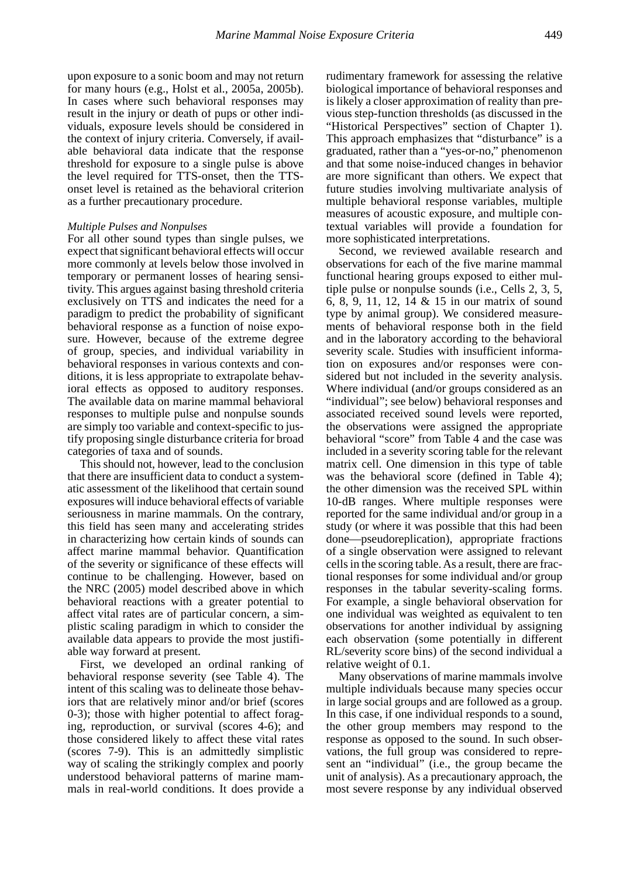upon exposure to a sonic boom and may not return for many hours (e.g., Holst et al., 2005a, 2005b). In cases where such behavioral responses may result in the injury or death of pups or other individuals, exposure levels should be considered in the context of injury criteria. Conversely, if available behavioral data indicate that the response threshold for exposure to a single pulse is above the level required for TTS-onset, then the TTS-onset level is retained as the behavioral criterion as a further precautionary procedure.

*Multiple Pulses and Nonpulses*

For all other sound types than single pulses, we expect that significant behavioral effects will occur more commonly at levels below those involved in temporary or permanent losses of hearing sensitivity. This argues against basing threshold criteria exclusively on TTS and indicates the need for a paradigm to predict the probability of significant behavioral response as a function of noise exposure. However, because of the extreme degree of group, species, and individual variability in behavioral responses in various contexts and conditions, it is less appropriate to extrapolate behavioral effects as opposed to auditory responses. The available data on marine mammal behavioral responses to multiple pulse and nonpulse sounds are simply too variable and context-specific to justify proposing single disturbance criteria for broad categories of taxa and of sounds.

This should not, however, lead to the conclusion that there are insufficient data to conduct a systematic assessment of the likelihood that certain sound exposures will induce behavioral effects of variable seriousness in marine mammals. On the contrary, this field has seen many and accelerating strides in characterizing how certain kinds of sounds can affect marine mammal behavior. Quantification of the severity or significance of these effects will continue to be challenging. However, based on the NRC (2005) model described above in which behavioral reactions with a greater potential to affect vital rates are of particular concern, a simplistic scaling paradigm in which to consider the available data appears to provide the most justifiable way forward at present.

First, we developed an ordinal ranking of behavioral response severity (see Table 4). The intent of this scaling was to delineate those behaviors that are relatively minor and/or brief (scores 0-3); those with higher potential to affect foraging, reproduction, or survival (scores 4-6); and those considered likely to affect these vital rates (scores 7-9). This is an admittedly simplistic way of scaling the strikingly complex and poorly understood behavioral patterns of marine mammals in real-world conditions. It does provide a rudimentary framework for assessing the relative biological importance of behavioral responses and is likely a closer approximation of reality than previous step-function thresholds (as discussed in the "Historical Perspectives" section of Chapter 1). This approach emphasizes that "disturbance" is a graduated, rather than a "yes-or-no," phenomenon and that some noise-induced changes in behavior are more significant than others. We expect that future studies involving multivariate analysis of multiple behavioral response variables, multiple measures of acoustic exposure, and multiple contextual variables will provide a foundation for more sophisticated interpretations.

Second, we reviewed available research and observations for each of the five marine mammal functional hearing groups exposed to either multiple pulse or nonpulse sounds (i.e., Cells 2, 3, 5, 6, 8, 9, 11, 12, 14 & 15 in our matrix of sound type by animal group). We considered measurements of behavioral response both in the field and in the laboratory according to the behavioral severity scale. Studies with insufficient information on exposures and/or responses were considered but not included in the severity analysis. Where individual (and/or groups considered as an "individual"; see below) behavioral responses and associated received sound levels were reported, the observations were assigned the appropriate behavioral "score" from Table 4 and the case was included in a severity scoring table for the relevant matrix cell. One dimension in this type of table was the behavioral score (defined in Table 4); the other dimension was the received SPL within 10-dB ranges. Where multiple responses were reported for the same individual and/or group in a study (or where it was possible that this had been done—pseudoreplication), appropriate fractions of a single observation were assigned to relevant cells in the scoring table. As a result, there are fractional responses for some individual and/or group responses in the tabular severity-scaling forms. For example, a single behavioral observation for one individual was weighted as equivalent to ten observations for another individual by assigning each observation (some potentially in different RL/severity score bins) of the second individual a relative weight of 0.1.

Many observations of marine mammals involve multiple individuals because many species occur in large social groups and are followed as a group. In this case, if one individual responds to a sound, the other group members may respond to the response as opposed to the sound. In such observations, the full group was considered to represent an "individual" (i.e., the group became the unit of analysis). As a precautionary approach, the most severe response by any individual observed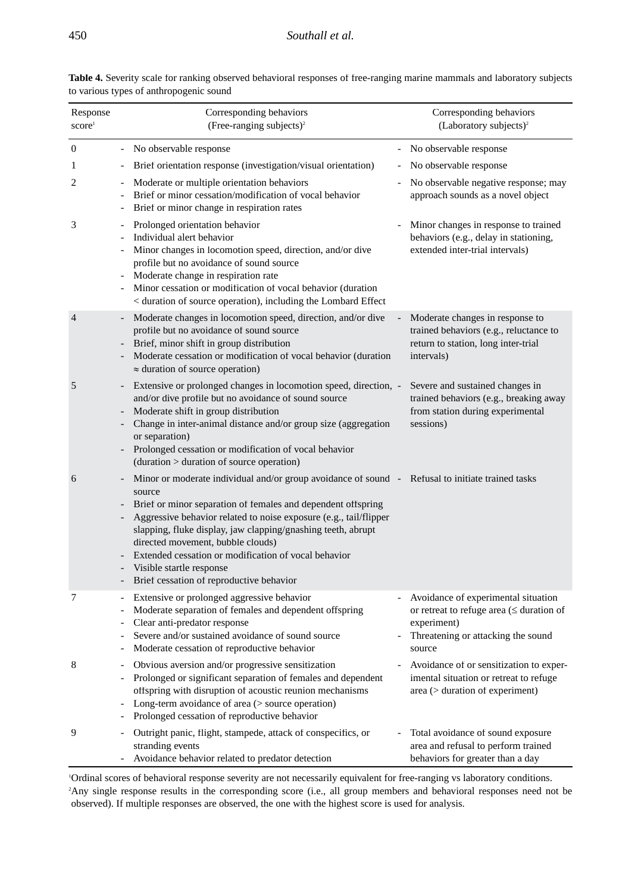**Table 4.** Severity scale for ranking observed behavioral responses of free-ranging marine mammals and laboratory subjects to various types of anthropogenic sound

| Response score[1] | Corresponding behaviors (Free-ranging subjects)[2] | Corresponding behaviors (Laboratory subjects)[2] |
|---|---|---|
| 0 | - No observable response | - No observable response |
| 1 | - Brief orientation response (investigation/visual orientation) | - No observable response |
| 2 | - Moderate or multiple orientation behaviors<br>- Brief or minor cessation/modification of vocal behavior<br>- Brief or minor change in respiration rates | - No observable negative response; may approach sounds as a novel object |
| 3 | - Prolonged orientation behavior<br>- Individual alert behavior<br>- Minor changes in locomotion speed, direction, and/or dive profile but no avoidance of sound source<br>- Moderate change in respiration rate<br>- Minor cessation or modification of vocal behavior (duration < duration of source operation), including the Lombard Effect | - Minor changes in response to trained behaviors (e.g., delay in stationing, extended inter-trial intervals) |
| 4 | - Moderate changes in locomotion speed, direction, and/or dive profile but no avoidance of sound source<br>- Brief, minor shift in group distribution<br>- Moderate cessation or modification of vocal behavior (duration ≈ duration of source operation) | - Moderate changes in response to trained behaviors (e.g., reluctance to return to station, long inter-trial intervals) |
| 5 | - Extensive or prolonged changes in locomotion speed, direction, and/or dive profile but no avoidance of sound source<br>- Moderate shift in group distribution<br>- Change in inter-animal distance and/or group size (aggregation or separation)<br>- Prolonged cessation or modification of vocal behavior (duration > duration of source operation) | - Severe and sustained changes in trained behaviors (e.g., breaking away from station during experimental sessions) |
| 6 | - Minor or moderate individual and/or group avoidance of sound source<br>- Brief or minor separation of females and dependent offspring<br>- Aggressive behavior related to noise exposure (e.g., tail/flipper slapping, fluke display, jaw clapping/gnashing teeth, abrupt directed movement, bubble clouds)<br>- Extended cessation or modification of vocal behavior<br>- Visible startle response<br>- Brief cessation of reproductive behavior | - Refusal to initiate trained tasks |
| 7 | - Extensive or prolonged aggressive behavior<br>- Moderate separation of females and dependent offspring<br>- Clear anti-predator response<br>- Severe and/or sustained avoidance of sound source<br>- Moderate cessation of reproductive behavior | - Avoidance of experimental situation or retreat to refuge area (≤ duration of experiment)<br>- Threatening or attacking the sound source |
| 8 | - Obvious aversion and/or progressive sensitization<br>- Prolonged or significant separation of females and dependent offspring with disruption of acoustic reunion mechanisms<br>- Long-term avoidance of area (> source operation)<br>- Prolonged cessation of reproductive behavior | - Avoidance of or sensitization to experimental situation or retreat to refuge area (> duration of experiment) |
| 9 | - Outright panic, flight, stampede, attack of conspecifics, or stranding events<br>- Avoidance behavior related to predator detection | - Total avoidance of sound exposure area and refusal to perform trained behaviors for greater than a day |

[1]Ordinal scores of behavioral response severity are not necessarily equivalent for free-ranging vs laboratory conditions.
[2]Any single response results in the corresponding score (i.e., all group members and behavioral responses need not be observed). If multiple responses are observed, the one with the highest score is used for analysis.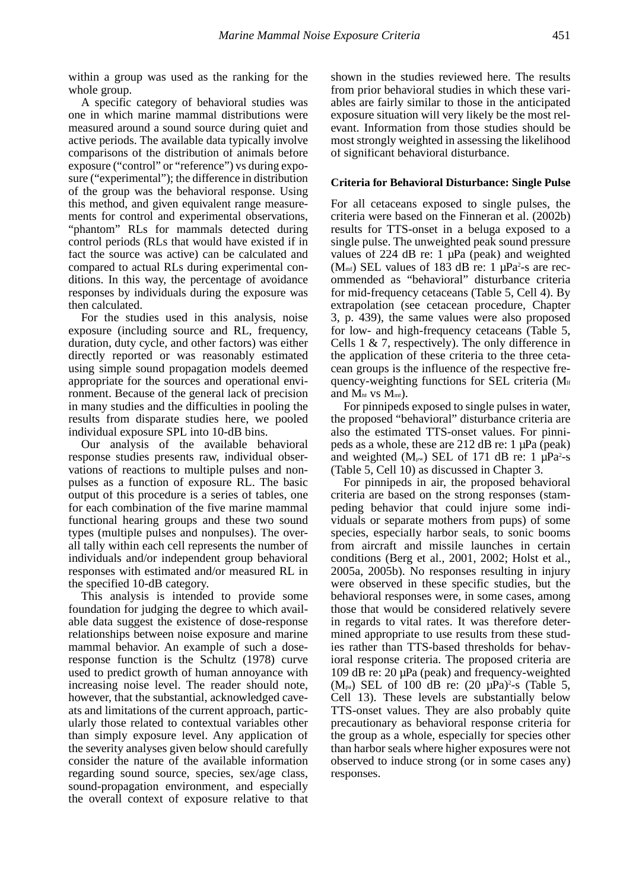within a group was used as the ranking for the whole group.

A specific category of behavioral studies was one in which marine mammal distributions were measured around a sound source during quiet and active periods. The available data typically involve comparisons of the distribution of animals before exposure ("control" or "reference") vs during exposure ("experimental"); the difference in distribution of the group was the behavioral response. Using this method, and given equivalent range measurements for control and experimental observations, "phantom" RLs for mammals detected during control periods (RLs that would have existed if in fact the source was active) can be calculated and compared to actual RLs during experimental conditions. In this way, the percentage of avoidance responses by individuals during the exposure was then calculated.

For the studies used in this analysis, noise exposure (including source and RL, frequency, duration, duty cycle, and other factors) was either directly reported or was reasonably estimated using simple sound propagation models deemed appropriate for the sources and operational environment. Because of the general lack of precision in many studies and the difficulties in pooling the results from disparate studies here, we pooled individual exposure SPL into 10-dB bins.

Our analysis of the available behavioral response studies presents raw, individual observations of reactions to multiple pulses and nonpulses as a function of exposure RL. The basic output of this procedure is a series of tables, one for each combination of the five marine mammal functional hearing groups and these two sound types (multiple pulses and nonpulses). The overall tally within each cell represents the number of individuals and/or independent group behavioral responses with estimated and/or measured RL in the specified 10-dB category.

This analysis is intended to provide some foundation for judging the degree to which available data suggest the existence of dose-response relationships between noise exposure and marine mammal behavior. An example of such a dose-response function is the Schultz (1978) curve used to predict growth of human annoyance with increasing noise level. The reader should note, however, that the substantial, acknowledged caveats and limitations of the current approach, particularly those related to contextual variables other than simply exposure level. Any application of the severity analyses given below should carefully consider the nature of the available information regarding sound source, species, sex/age class, sound-propagation environment, and especially the overall context of exposure relative to that shown in the studies reviewed here. The results from prior behavioral studies in which these variables are fairly similar to those in the anticipated exposure situation will very likely be the most relevant. Information from those studies should be most strongly weighted in assessing the likelihood of significant behavioral disturbance.

### Criteria for Behavioral Disturbance: Single Pulse

For all cetaceans exposed to single pulses, the criteria were based on the Finneran et al. (2002b) results for TTS-onset in a beluga exposed to a single pulse. The unweighted peak sound pressure values of 224 dB re: 1 µPa (peak) and weighted ($M_{mf}$) SEL values of 183 dB re: 1 µPa$^2$-s are recommended as "behavioral" disturbance criteria for mid-frequency cetaceans (Table 5, Cell 4). By extrapolation (see cetacean procedure, Chapter 3, p. 439), the same values were also proposed for low- and high-frequency cetaceans (Table 5, Cells 1 & 7, respectively). The only difference in the application of these criteria to the three cetacean groups is the influence of the respective frequency-weighting functions for SEL criteria ($M_{lf}$ and $M_{hf}$ vs $M_{mf}$).

For pinnipeds exposed to single pulses in water, the proposed "behavioral" disturbance criteria are also the estimated TTS-onset values. For pinnipeds as a whole, these are 212 dB re: 1 µPa (peak) and weighted ($M_{pw}$) SEL of 171 dB re: 1 µPa$^2$-s (Table 5, Cell 10) as discussed in Chapter 3.

For pinnipeds in air, the proposed behavioral criteria are based on the strong responses (stampeding behavior that could injure some individuals or separate mothers from pups) of some species, especially harbor seals, to sonic booms from aircraft and missile launches in certain conditions (Berg et al., 2001, 2002; Holst et al., 2005a, 2005b). No responses resulting in injury were observed in these specific studies, but the behavioral responses were, in some cases, among those that would be considered relatively severe in regards to vital rates. It was therefore determined appropriate to use results from these studies rather than TTS-based thresholds for behavioral response criteria. The proposed criteria are 109 dB re: 20 µPa (peak) and frequency-weighted ($M_{pa}$) SEL of 100 dB re: (20 µPa)$^2$-s (Table 5, Cell 13). These levels are substantially below TTS-onset values. They are also probably quite precautionary as behavioral response criteria for the group as a whole, especially for species other than harbor seals where higher exposures were not observed to induce strong (or in some cases any) responses.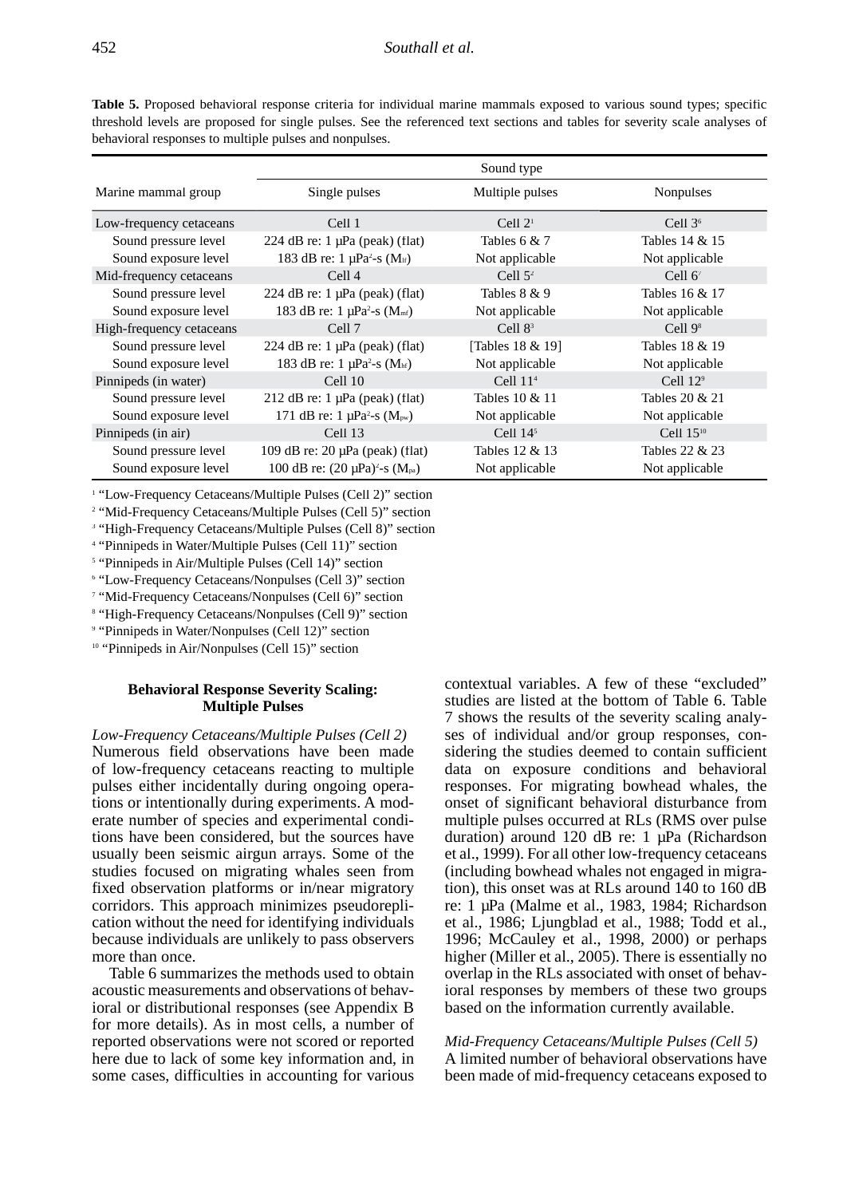**Table 5.** Proposed behavioral response criteria for individual marine mammals exposed to various sound types; specific threshold levels are proposed for single pulses. See the referenced text sections and tables for severity scale analyses of behavioral responses to multiple pulses and nonpulses.

| Marine mammal group | Sound type | | |
|---|---|---|---|
| | Single pulses | Multiple pulses | Nonpulses |
| Low-frequency cetaceans | Cell 1 | Cell 2[1] | Cell 3[6] |
| Sound pressure level | 224 dB re: 1 µPa (peak) (flat) | Tables 6 & 7 | Tables 14 & 15 |
| Sound exposure level | 183 dB re: 1 µPa²-s ($M_{lf}$) | Not applicable | Not applicable |
| Mid-frequency cetaceans | Cell 4 | Cell 5[2] | Cell 6[7] |
| Sound pressure level | 224 dB re: 1 µPa (peak) (flat) | Tables 8 & 9 | Tables 16 & 17 |
| Sound exposure level | 183 dB re: 1 µPa²-s ($M_{mf}$) | Not applicable | Not applicable |
| High-frequency cetaceans | Cell 7 | Cell 8[3] | Cell 9[8] |
| Sound pressure level | 224 dB re: 1 µPa (peak) (flat) | [Tables 18 & 19] | Tables 18 & 19 |
| Sound exposure level | 183 dB re: 1 µPa²-s ($M_{hf}$) | Not applicable | Not applicable |
| Pinnipeds (in water) | Cell 10 | Cell 11[4] | Cell 12[9] |
| Sound pressure level | 212 dB re: 1 µPa (peak) (flat) | Tables 10 & 11 | Tables 20 & 21 |
| Sound exposure level | 171 dB re: 1 µPa²-s ($M_{pw}$) | Not applicable | Not applicable |
| Pinnipeds (in air) | Cell 13 | Cell 14[5] | Cell 15[10] |
| Sound pressure level | 109 dB re: 20 µPa (peak) (flat) | Tables 12 & 13 | Tables 22 & 23 |
| Sound exposure level | 100 dB re: (20 µPa)²-s ($M_{pa}$) | Not applicable | Not applicable |

[1] "Low-Frequency Cetaceans/Multiple Pulses (Cell 2)" section
[2] "Mid-Frequency Cetaceans/Multiple Pulses (Cell 5)" section
[3] "High-Frequency Cetaceans/Multiple Pulses (Cell 8)" section
[4] "Pinnipeds in Water/Multiple Pulses (Cell 11)" section
[5] "Pinnipeds in Air/Multiple Pulses (Cell 14)" section
[6] "Low-Frequency Cetaceans/Nonpulses (Cell 3)" section
[7] "Mid-Frequency Cetaceans/Nonpulses (Cell 6)" section
[8] "High-Frequency Cetaceans/Nonpulses (Cell 9)" section
[9] "Pinnipeds in Water/Nonpulses (Cell 12)" section
[10] "Pinnipeds in Air/Nonpulses (Cell 15)" section

## Behavioral Response Severity Scaling: Multiple Pulses

*Low-Frequency Cetaceans/Multiple Pulses (Cell 2)*
Numerous field observations have been made of low-frequency cetaceans reacting to multiple pulses either incidentally during ongoing operations or intentionally during experiments. A moderate number of species and experimental conditions have been considered, but the sources have usually been seismic airgun arrays. Some of the studies focused on migrating whales seen from fixed observation platforms or in/near migratory corridors. This approach minimizes pseudoreplication without the need for identifying individuals because individuals are unlikely to pass observers more than once.

Table 6 summarizes the methods used to obtain acoustic measurements and observations of behavioral or distributional responses (see Appendix B for more details). As in most cells, a number of reported observations were not scored or reported here due to lack of some key information and, in some cases, difficulties in accounting for various contextual variables. A few of these "excluded" studies are listed at the bottom of Table 6. Table 7 shows the results of the severity scaling analyses of individual and/or group responses, considering the studies deemed to contain sufficient data on exposure conditions and behavioral responses. For migrating bowhead whales, the onset of significant behavioral disturbance from multiple pulses occurred at RLs (RMS over pulse duration) around 120 dB re: 1 µPa (Richardson et al., 1999). For all other low-frequency cetaceans (including bowhead whales not engaged in migration), this onset was at RLs around 140 to 160 dB re: 1 µPa (Malme et al., 1983, 1984; Richardson et al., 1986; Ljungblad et al., 1988; Todd et al., 1996; McCauley et al., 1998, 2000) or perhaps higher (Miller et al., 2005). There is essentially no overlap in the RLs associated with onset of behavioral responses by members of these two groups based on the information currently available.

*Mid-Frequency Cetaceans/Multiple Pulses (Cell 5)*
A limited number of behavioral observations have been made of mid-frequency cetaceans exposed to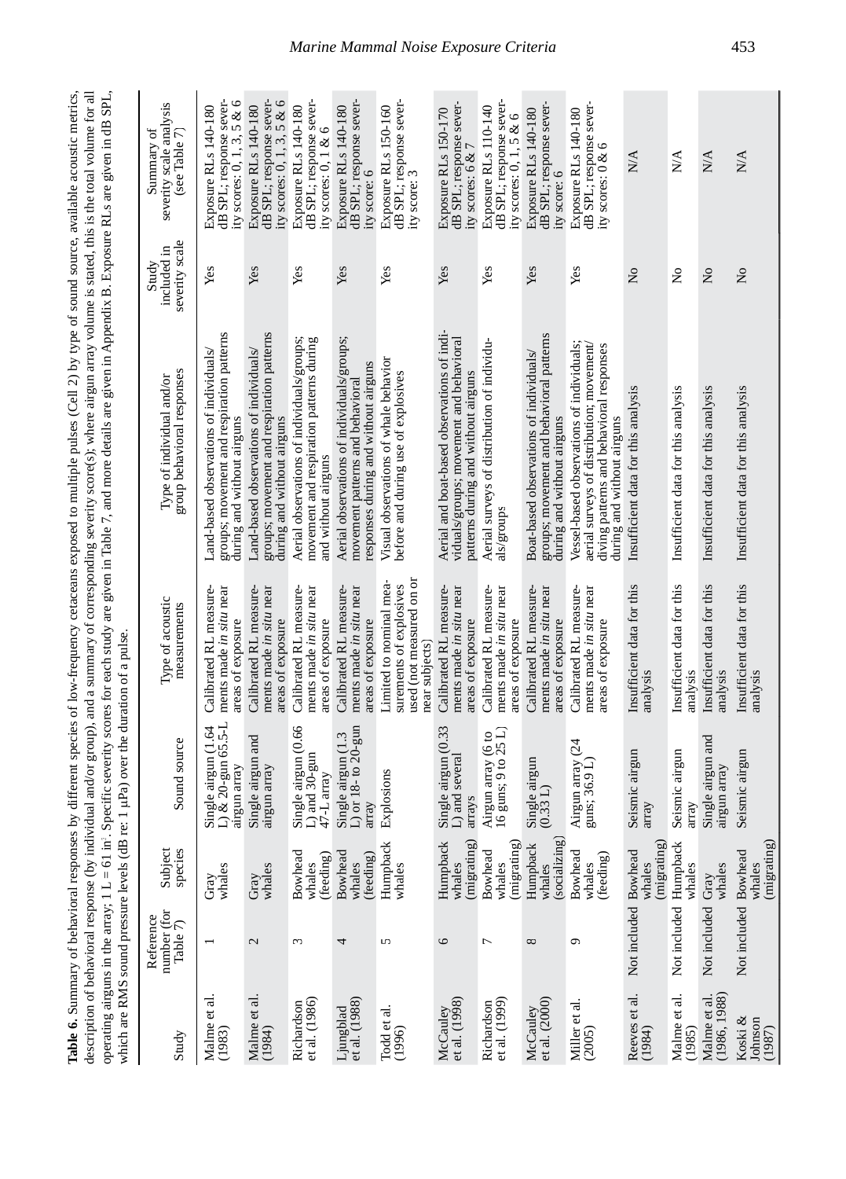**Table 6.** Summary of behavioral responses by different species of low-frequency cetaceans exposed to multiple pulses (Cell 2) by type of sound source, available acoustic metrics, description of behavioral response (by individual and/or group), and a summary of corresponding severity score(s); where airgun array volume is stated, this is the total volume for all operating airguns in the array; 1 L = 61 in³. Specific severity scores for each study are given in Table 7, and more details are given in Appendix B. Exposure RLs are given in dB SPL, which are RMS sound pressure levels (dB re: 1 μPa) over the duration of a pulse.

| Study | Reference number (for Table 7) | Subject species | Sound source | Type of acoustic measurements | Type of individual and/or group behavioral responses | Study included in severity scale | Summary of severity scale analysis (see Table 7) |
|---|---|---|---|---|---|---|---|
| Malme et al. (1983) | 1 | Gray whales | Single airgun (1.64 L) & 20-gun 65.5-L airgun array | Calibrated RL measurements made *in situ* near areas of exposure | Land-based observations of individuals/groups; movement and respiration patterns during and without airguns | Yes | Exposure RLs 140-180 dB SPL; response severity scores: 0, 1, 3, 5 & 6 |
| Malme et al. (1984) | 2 | Gray whales | Single airgun and airgun array | Calibrated RL measurements made *in situ* near areas of exposure | Land-based observations of individuals/groups; movement and respiration patterns during and without airguns | Yes | Exposure RLs 140-180 dB SPL; response severity scores: 0, 1, 3, 5 & 6 |
| Richardson et al. (1986) | 3 | Bowhead whales (feeding) | Single airgun (0.66 L) and 30-gun 47-L array | Calibrated RL measurements made *in situ* near areas of exposure | Aerial observations of individuals/groups; movement and respiration patterns during and without airguns | Yes | Exposure RLs 140-180 dB SPL; response severity scores: 0, 1 & 6 |
| Ljungblad et al. (1988) | 4 | Bowhead whales (feeding) | Single airgun (1.3 L) or 18- to 20-gun array | Calibrated RL measurements made *in situ* near areas of exposure | Aerial observations of individuals/groups; movement patterns and behavioral responses during and without airguns | Yes | Exposure RLs 140-180 dB SPL; response severity score: 6 |
| Todd et al. (1996) | 5 | Humpback whales | Explosions | Limited to nominal measurements of explosives used (not measured on or near subjects) | Visual observations of whale behavior before and during use of explosives | Yes | Exposure RLs 150-160 dB SPL; response severity score: 3 |
| McCauley et al. (1998) | 6 | Humpback whales (migrating) | Single airgun (0.33 L) and several arrays | Calibrated RL measurements made *in situ* near areas of exposure | Aerial and boat-based observations of individuals/groups; movement and behavioral patterns during and without airguns | Yes | Exposure RLs 150-170 dB SPL; response severity scores: 6 & 7 |
| Richardson et al. (1999) | 7 | Bowhead whales (migrating) | Airgun array (6 to 16 guns; 9 to 25 L) | Calibrated RL measurements made *in situ* near areas of exposure | Aerial surveys of distribution of individuals/groups | Yes | Exposure RLs 110-140 dB SPL; response severity scores: 0, 1, 5 & 6 |
| McCauley et al. (2000) | 8 | Humpback whales (socializing) | Single airgun (0.33 L) | Calibrated RL measurements made *in situ* near areas of exposure | Boat-based observations of individuals/groups; movement and behavioral patterns during and without airguns | Yes | Exposure RLs 140-180 dB SPL; response severity score: 6 |
| Miller et al. (2005) | 9 | Bowhead whales (feeding) | Airgun array (24 guns; 36.9 L) | Calibrated RL measurements made *in situ* near areas of exposure | Vessel-based observations of individuals; aerial surveys of distribution; movement/diving patterns and behavioral responses during and without airguns | Yes | Exposure RLs 140-180 dB SPL; response severity scores: 0 & 6 |
| Reeves et al. (1984) | Not included | Bowhead whales (migrating) | Seismic airgun array | Insufficient data for this analysis | Insufficient data for this analysis | No | N/A |
| Malme et al. (1985) | Not included | Humpback whales | Seismic airgun array | Insufficient data for this analysis | Insufficient data for this analysis | No | N/A |
| Malme et al. (1986, 1988) | Not included | Gray whales | Single airgun and airgun array | Insufficient data for this analysis | Insufficient data for this analysis | No | N/A |
| Koski & Johnson (1987) | Not included | Bowhead whales (migrating) | Seismic airgun | Insufficient data for this analysis | Insufficient data for this analysis | No | N/A |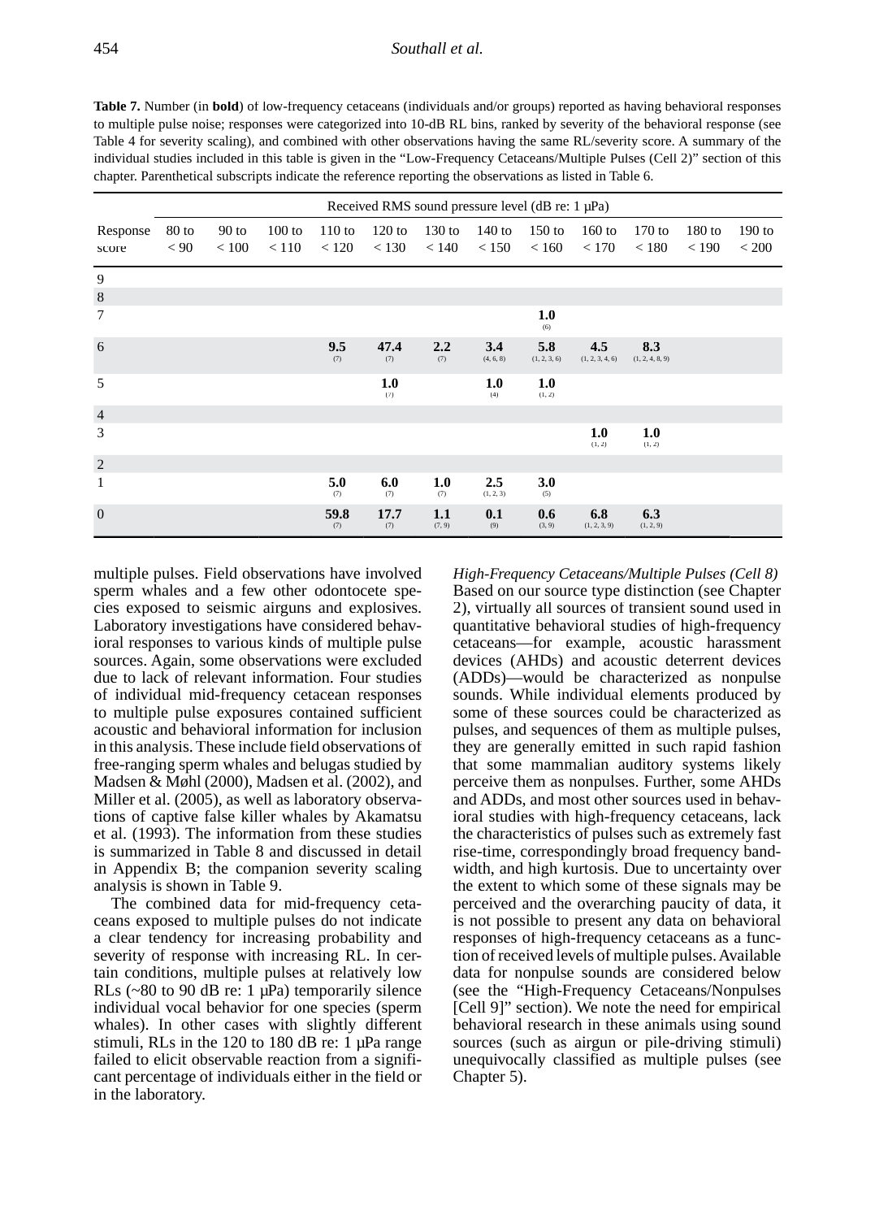**Table 7.** Number (in **bold**) of low-frequency cetaceans (individuals and/or groups) reported as having behavioral responses to multiple pulse noise; responses were categorized into 10-dB RL bins, ranked by severity of the behavioral response (see Table 4 for severity scaling), and combined with other observations having the same RL/severity score. A summary of the individual studies included in this table is given in the "Low-Frequency Cetaceans/Multiple Pulses (Cell 2)" section of this chapter. Parenthetical subscripts indicate the reference reporting the observations as listed in Table 6.

| | Received RMS sound pressure level (dB re: 1 μPa) | | | | | | | | | | | |
|---|---|---|---|---|---|---|---|---|---|---|---|---|
| Response score | 80 to < 90 | 90 to < 100 | 100 to < 110 | 110 to < 120 | 120 to < 130 | 130 to < 140 | 140 to < 150 | 150 to < 160 | 160 to < 170 | 170 to < 180 | 180 to < 190 | 190 to < 200 |
| 9 | | | | | | | | | | | | |
| 8 | | | | | | | | | | | | |
| 7 | | | | | | | | **1.0** $_{(6)}$ | | | | |
| 6 | | | | **9.5** $_{(7)}$ | **47.4** $_{(7)}$ | **2.2** $_{(7)}$ | **3.4** $_{(4, 6, 8)}$ | **5.8** $_{(1, 2, 3, 6)}$ | **4.5** $_{(1, 2, 3, 4, 6)}$ | **8.3** $_{(1, 2, 4, 8, 9)}$ | | |
| 5 | | | | | **1.0** $_{(7)}$ | | **1.0** $_{(4)}$ | **1.0** $_{(1, 2)}$ | | | | |
| 4 | | | | | | | | | | | | |
| 3 | | | | | | | | | **1.0** $_{(1, 2)}$ | **1.0** $_{(1, 2)}$ | | |
| 2 | | | | | | | | | | | | |
| 1 | | | | **5.0** $_{(7)}$ | **6.0** $_{(7)}$ | **1.0** $_{(7)}$ | **2.5** $_{(1, 2, 3)}$ | **3.0** $_{(5)}$ | | | | |
| 0 | | | | **59.8** $_{(7)}$ | **17.7** $_{(7)}$ | **1.1** $_{(7, 9)}$ | **0.1** $_{(9)}$ | **0.6** $_{(3, 9)}$ | **6.8** $_{(1, 2, 3, 9)}$ | **6.3** $_{(1, 2, 9)}$ | | |

multiple pulses. Field observations have involved sperm whales and a few other odontocete species exposed to seismic airguns and explosives. Laboratory investigations have considered behavioral responses to various kinds of multiple pulse sources. Again, some observations were excluded due to lack of relevant information. Four studies of individual mid-frequency cetacean responses to multiple pulse exposures contained sufficient acoustic and behavioral information for inclusion in this analysis. These include field observations of free-ranging sperm whales and belugas studied by Madsen & Møhl (2000), Madsen et al. (2002), and Miller et al. (2005), as well as laboratory observations of captive false killer whales by Akamatsu et al. (1993). The information from these studies is summarized in Table 8 and discussed in detail in Appendix B; the companion severity scaling analysis is shown in Table 9.

The combined data for mid-frequency cetaceans exposed to multiple pulses do not indicate a clear tendency for increasing probability and severity of response with increasing RL. In certain conditions, multiple pulses at relatively low RLs (~80 to 90 dB re: 1 μPa) temporarily silence individual vocal behavior for one species (sperm whales). In other cases with slightly different stimuli, RLs in the 120 to 180 dB re: 1 μPa range failed to elicit observable reaction from a significant percentage of individuals either in the field or in the laboratory.

*High-Frequency Cetaceans/Multiple Pulses (Cell 8)*
Based on our source type distinction (see Chapter 2), virtually all sources of transient sound used in quantitative behavioral studies of high-frequency cetaceans—for example, acoustic harassment devices (AHDs) and acoustic deterrent devices (ADDs)—would be characterized as nonpulse sounds. While individual elements produced by some of these sources could be characterized as pulses, and sequences of them as multiple pulses, they are generally emitted in such rapid fashion that some mammalian auditory systems likely perceive them as nonpulses. Further, some AHDs and ADDs, and most other sources used in behavioral studies with high-frequency cetaceans, lack the characteristics of pulses such as extremely fast rise-time, correspondingly broad frequency bandwidth, and high kurtosis. Due to uncertainty over the extent to which some of these signals may be perceived and the overarching paucity of data, it is not possible to present any data on behavioral responses of high-frequency cetaceans as a function of received levels of multiple pulses. Available data for nonpulse sounds are considered below (see the "High-Frequency Cetaceans/Nonpulses [Cell 9]" section). We note the need for empirical behavioral research in these animals using sound sources (such as airgun or pile-driving stimuli) unequivocally classified as multiple pulses (see Chapter 5).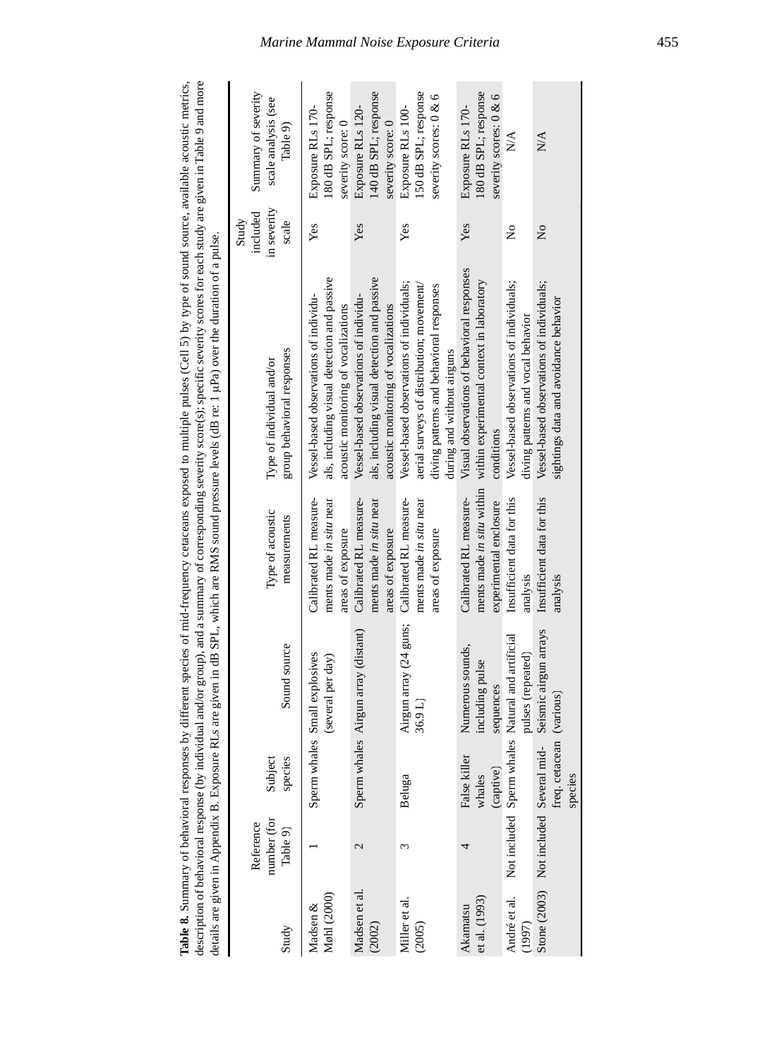**Table 8.** Summary of behavioral responses by different species of mid-frequency cetaceans exposed to multiple pulses (Cell 5) by type of sound source, available acoustic metrics, description of behavioral response (by individual and/or group), and a summary of corresponding severity score(s); specific severity scores for each study are given in Table 9 and more details are given in Appendix B. Exposure RLs are given in dB SPL, which are RMS sound pressure levels (dB re: 1 µPa) over the duration of a pulse.

| Study | Reference number (for Table 9) | Subject species | Sound source | Type of acoustic measurements | Type of individual and/or group behavioral responses | Study included in severity scale | Summary of severity scale analysis (see Table 9) |
|---|---|---|---|---|---|---|---|
| Madsen & Møhl (2000) | 1 | Sperm whales | Small explosives (several per day) | Calibrated RL measurements made *in situ* near areas of exposure | Vessel-based observations of individuals, including visual detection and passive acoustic monitoring of vocalizations | Yes | Exposure RLs 170-180 dB SPL; response severity score: 0 |
| Madsen et al. (2002) | 2 | Sperm whales | Airgun array (distant) | Calibrated RL measurements made *in situ* near areas of exposure | Vessel-based observations of individuals, including visual detection and passive acoustic monitoring of vocalizations | Yes | Exposure RLs 120-140 dB SPL; response severity score: 0 |
| Miller et al. (2005) | 3 | Beluga | Airgun array (24 guns; 36.9 L) | Calibrated RL measurements made *in situ* near areas of exposure | Vessel-based observations of individuals; aerial surveys of distribution; movement/diving patterns and behavioral responses during and without airguns | Yes | Exposure RLs 100-150 dB SPL; response severity scores: 0 & 6 |
| Akamatsu et al. (1993) | 4 | False killer whales (captive) | Numerous sounds, including pulse sequences | Calibrated RL measurements made *in situ* within experimental enclosure | Visual observations of behavioral responses within experimental context in laboratory conditions | Yes | Exposure RLs 170-180 dB SPL; response severity scores: 0 & 6 |
| André et al. (1997) | Not included | Sperm whales | Natural and artificial pulses (repeated) | Insufficient data for this analysis | Vessel-based observations of individuals; diving patterns and vocal behavior | No | N/A |
| Stone (2003) | Not included | Several mid-freq. cetacean species | Seismic airgun arrays (various) | Insufficient data for this analysis | Vessel-based observations of individuals; sightings data and avoidance behavior | No | N/A |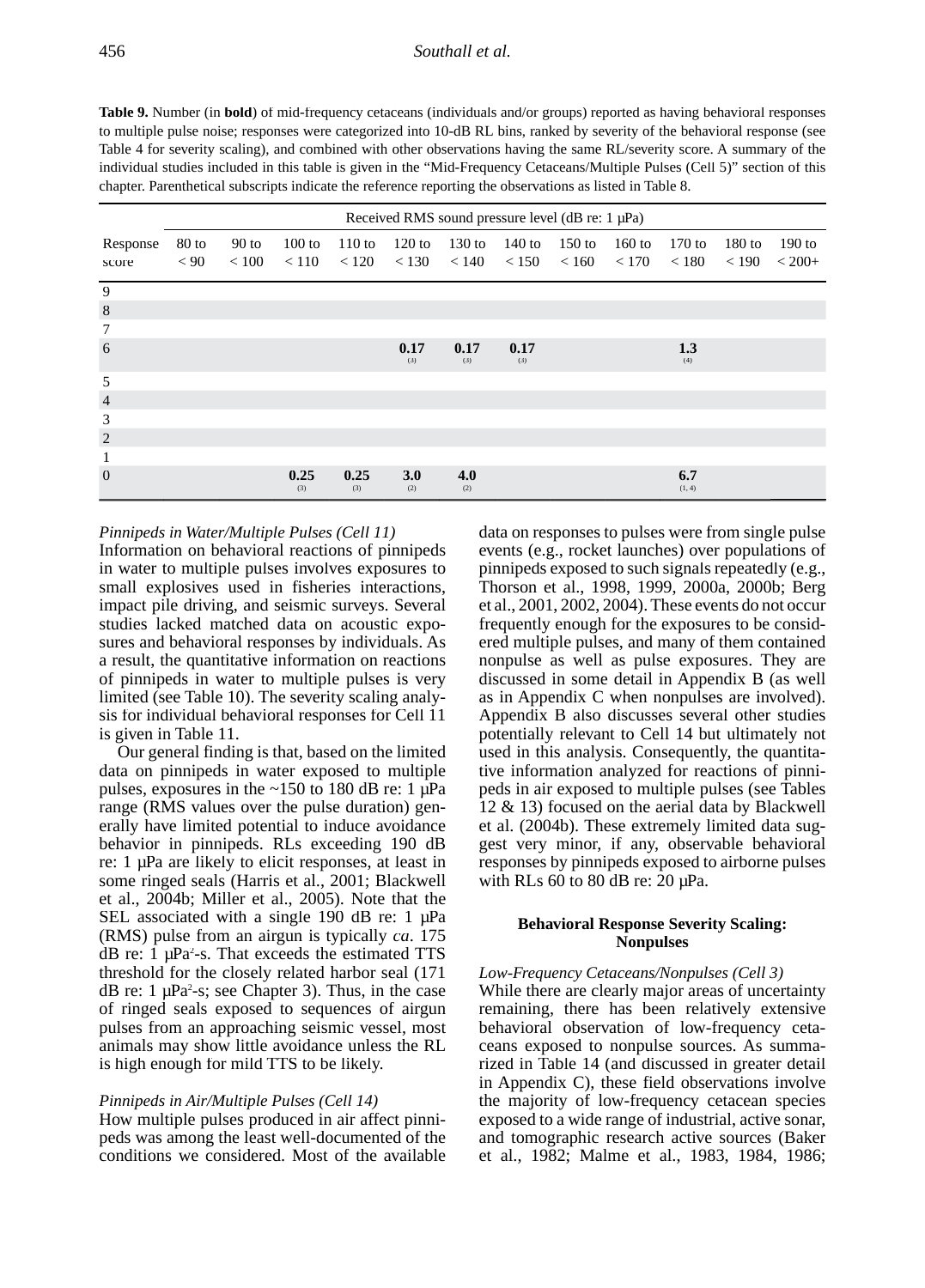**Table 9.** Number (in **bold**) of mid-frequency cetaceans (individuals and/or groups) reported as having behavioral responses to multiple pulse noise; responses were categorized into 10-dB RL bins, ranked by severity of the behavioral response (see Table 4 for severity scaling), and combined with other observations having the same RL/severity score. A summary of the individual studies included in this table is given in the "Mid-Frequency Cetaceans/Multiple Pulses (Cell 5)" section of this chapter. Parenthetical subscripts indicate the reference reporting the observations as listed in Table 8.

| | Received RMS sound pressure level (dB re: 1 µPa) | | | | | | | | | | | |
|---|---|---|---|---|---|---|---|---|---|---|---|---|
| Response score | 80 to < 90 | 90 to < 100 | 100 to < 110 | 110 to < 120 | 120 to < 130 | 130 to < 140 | 140 to < 150 | 150 to < 160 | 160 to < 170 | 170 to < 180 | 180 to < 190 | 190 to < 200+ |
| 9 | | | | | | | | | | | | |
| 8 | | | | | | | | | | | | |
| 7 | | | | | | | | | | | | |
| 6 | | | | | **0.17** (3) | **0.17** (3) | **0.17** (3) | | | **1.3** (4) | | |
| 5 | | | | | | | | | | | | |
| 4 | | | | | | | | | | | | |
| 3 | | | | | | | | | | | | |
| 2 | | | | | | | | | | | | |
| 1 | | | | | | | | | | | | |
| 0 | | | **0.25** (3) | **0.25** (3) | **3.0** (2) | **4.0** (2) | | | | **6.7** (1, 4) | | |

*Pinnipeds in Water/Multiple Pulses (Cell 11)*

Information on behavioral reactions of pinnipeds in water to multiple pulses involves exposures to small explosives used in fisheries interactions, impact pile driving, and seismic surveys. Several studies lacked matched data on acoustic exposures and behavioral responses by individuals. As a result, the quantitative information on reactions of pinnipeds in water to multiple pulses is very limited (see Table 10). The severity scaling analysis for individual behavioral responses for Cell 11 is given in Table 11.

Our general finding is that, based on the limited data on pinnipeds in water exposed to multiple pulses, exposures in the ~150 to 180 dB re: 1 µPa range (RMS values over the pulse duration) generally have limited potential to induce avoidance behavior in pinnipeds. RLs exceeding 190 dB re: 1 µPa are likely to elicit responses, at least in some ringed seals (Harris et al., 2001; Blackwell et al., 2004b; Miller et al., 2005). Note that the SEL associated with a single 190 dB re: 1 µPa (RMS) pulse from an airgun is typically *ca*. 175 dB re: 1 µPa$^2$-s. That exceeds the estimated TTS threshold for the closely related harbor seal (171 dB re: 1 µPa$^2$-s; see Chapter 3). Thus, in the case of ringed seals exposed to sequences of airgun pulses from an approaching seismic vessel, most animals may show little avoidance unless the RL is high enough for mild TTS to be likely.

*Pinnipeds in Air/Multiple Pulses (Cell 14)*

How multiple pulses produced in air affect pinnipeds was among the least well-documented of the conditions we considered. Most of the available data on responses to pulses were from single pulse events (e.g., rocket launches) over populations of pinnipeds exposed to such signals repeatedly (e.g., Thorson et al., 1998, 1999, 2000a, 2000b; Berg et al., 2001, 2002, 2004). These events do not occur frequently enough for the exposures to be considered multiple pulses, and many of them contained nonpulse as well as pulse exposures. They are discussed in some detail in Appendix B (as well as in Appendix C when nonpulses are involved). Appendix B also discusses several other studies potentially relevant to Cell 14 but ultimately not used in this analysis. Consequently, the quantitative information analyzed for reactions of pinnipeds in air exposed to multiple pulses (see Tables 12 & 13) focused on the aerial data by Blackwell et al. (2004b). These extremely limited data suggest very minor, if any, observable behavioral responses by pinnipeds exposed to airborne pulses with RLs 60 to 80 dB re: 20 µPa.

### Behavioral Response Severity Scaling: Nonpulses

*Low-Frequency Cetaceans/Nonpulses (Cell 3)*

While there are clearly major areas of uncertainty remaining, there has been relatively extensive behavioral observation of low-frequency cetaceans exposed to nonpulse sources. As summarized in Table 14 (and discussed in greater detail in Appendix C), these field observations involve the majority of low-frequency cetacean species exposed to a wide range of industrial, active sonar, and tomographic research active sources (Baker et al., 1982; Malme et al., 1983, 1984, 1986;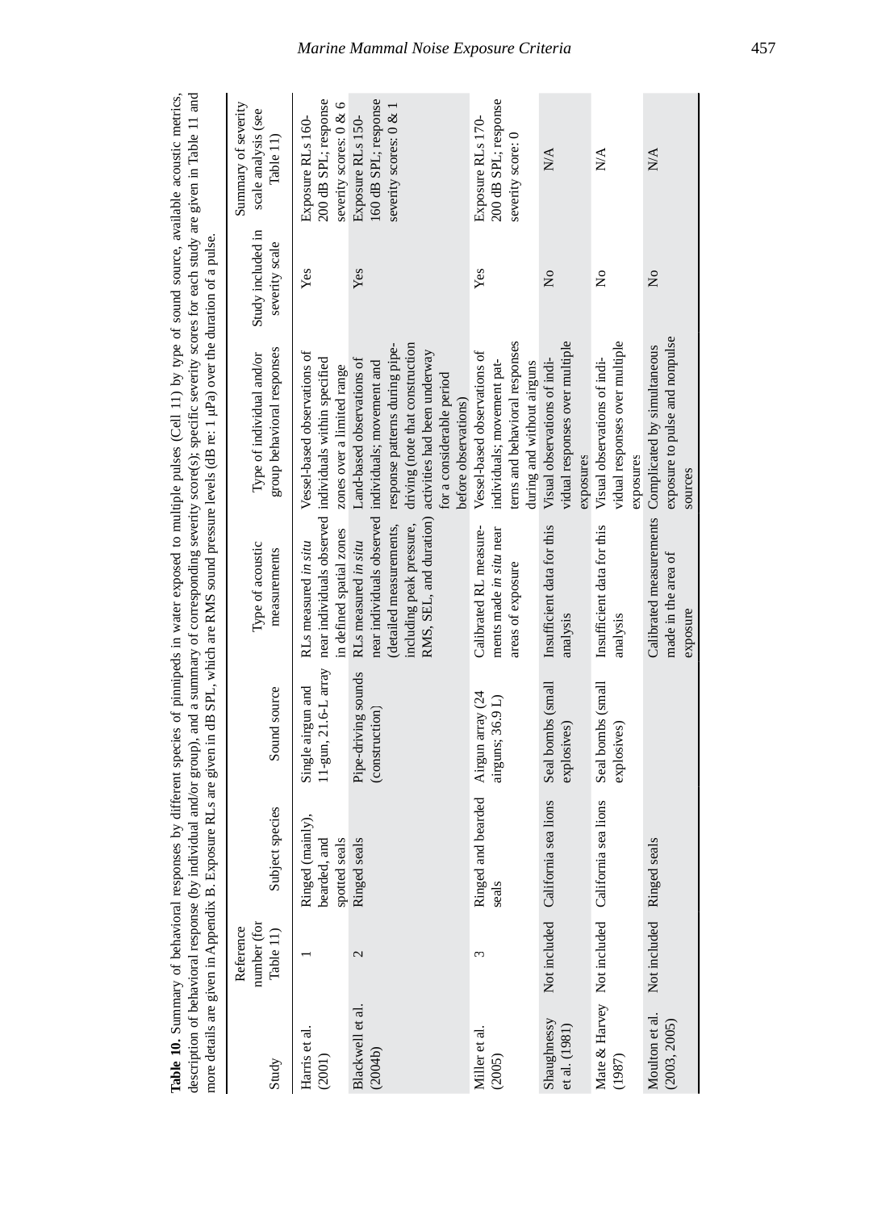**Table 10.** Summary of behavioral responses by different species of pinnipeds in water exposed to multiple pulses (Cell 11) by type of sound source, available acoustic metrics, description of behavioral response (by individual and/or group), and a summary of corresponding severity score(s); specific severity scores for each study are given in Table 11 and more details are given in Appendix B. Exposure RLs are given in dB SPL, which are RMS sound pressure levels (dB re: 1 μPa) over the duration of a pulse.

| Study | Reference number (for Table 11) | Subject species | Sound source | Type of acoustic measurements | Type of individual and/or group behavioral responses | Study included in severity scale | Summary of severity scale analysis (see Table 11) |
|---|---|---|---|---|---|---|---|
| Harris et al. (2001) | 1 | Ringed (mainly), bearded, and spotted seals | Single airgun and 11-gun, 21.6-L array | RLs measured *in situ* near individuals observed in defined spatial zones | Vessel-based observations of individuals within specified zones over a limited range | Yes | Exposure RLs 160-200 dB SPL; response severity scores: 0 & 6 |
| Blackwell et al. (2004b) | 2 | Ringed seals | Pipe-driving sounds (construction) | RLs measured *in situ* near individuals observed (detailed measurements, including peak pressure, RMS, SEL, and duration) | Land-based observations of individuals; movement and response patterns during pipe-driving (note that construction activities had been underway for a considerable period before observations) | Yes | Exposure RLs 150-160 dB SPL; response severity scores: 0 & 1 |
| Miller et al. (2005) | 3 | Ringed and bearded seals | Airgun array (24 airguns; 36.9 L) | Calibrated RL measurements made *in situ* near areas of exposure | Vessel-based observations of individuals; movement patterns and behavioral responses during and without airguns | Yes | Exposure RLs 170-200 dB SPL; response severity score: 0 |
| Shaughnessy et al. (1981) | Not included | California sea lions | Seal bombs (small explosives) | Insufficient data for this analysis | Visual observations of individual responses over multiple exposures | No | N/A |
| Mate & Harvey (1987) | Not included | California sea lions | Seal bombs (small explosives) | Insufficient data for this analysis | Visual observations of individual responses over multiple exposures | No | N/A |
| Moulton et al. (2003, 2005) | Not included | Ringed seals | | Calibrated measurements made in the area of exposure | Complicated by simultaneous exposure to pulse and nonpulse sources | No | N/A |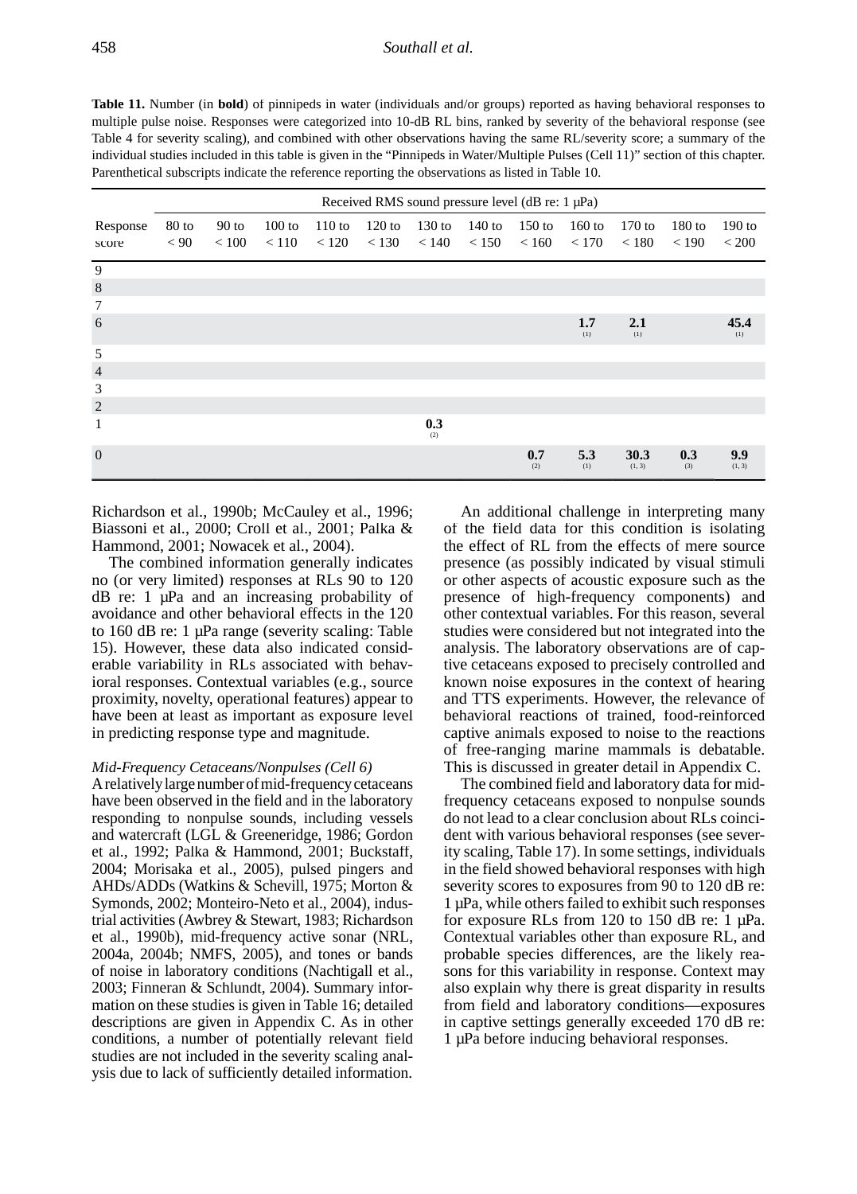**Table 11.** Number (in **bold**) of pinnipeds in water (individuals and/or groups) reported as having behavioral responses to multiple pulse noise. Responses were categorized into 10-dB RL bins, ranked by severity of the behavioral response (see Table 4 for severity scaling), and combined with other observations having the same RL/severity score; a summary of the individual studies included in this table is given in the "Pinnipeds in Water/Multiple Pulses (Cell 11)" section of this chapter. Parenthetical subscripts indicate the reference reporting the observations as listed in Table 10.

| | Received RMS sound pressure level (dB re: 1 µPa) | | | | | | | | | | | |
|---|---|---|---|---|---|---|---|---|---|---|---|---|
| Response score | 80 to < 90 | 90 to < 100 | 100 to < 110 | 110 to < 120 | 120 to < 130 | 130 to < 140 | 140 to < 150 | 150 to < 160 | 160 to < 170 | 170 to < 180 | 180 to < 190 | 190 to < 200 |
| 9 | | | | | | | | | | | | |
| 8 | | | | | | | | | | | | |
| 7 | | | | | | | | | | | | |
| 6 | | | | | | | | | **1.7** (1) | **2.1** (1) | | **45.4** (1) |
| 5 | | | | | | | | | | | | |
| 4 | | | | | | | | | | | | |
| 3 | | | | | | | | | | | | |
| 2 | | | | | | | | | | | | |
| 1 | | | | | | **0.3** (2) | | | | | | |
| 0 | | | | | | | | **0.7** (2) | **5.3** (1) | **30.3** (1, 3) | **0.3** (3) | **9.9** (1, 3) |

Richardson et al., 1990b; McCauley et al., 1996; Biassoni et al., 2000; Croll et al., 2001; Palka & Hammond, 2001; Nowacek et al., 2004).

The combined information generally indicates no (or very limited) responses at RLs 90 to 120 dB re: 1 µPa and an increasing probability of avoidance and other behavioral effects in the 120 to 160 dB re: 1 µPa range (severity scaling: Table 15). However, these data also indicated considerable variability in RLs associated with behavioral responses. Contextual variables (e.g., source proximity, novelty, operational features) appear to have been at least as important as exposure level in predicting response type and magnitude.

*Mid-Frequency Cetaceans/Nonpulses (Cell 6)*

A relatively large number of mid-frequency cetaceans have been observed in the field and in the laboratory responding to nonpulse sounds, including vessels and watercraft (LGL & Greeneridge, 1986; Gordon et al., 1992; Palka & Hammond, 2001; Buckstaff, 2004; Morisaka et al., 2005), pulsed pingers and AHDs/ADDs (Watkins & Schevill, 1975; Morton & Symonds, 2002; Monteiro-Neto et al., 2004), industrial activities (Awbrey & Stewart, 1983; Richardson et al., 1990b), mid-frequency active sonar (NRL, 2004a, 2004b; NMFS, 2005), and tones or bands of noise in laboratory conditions (Nachtigall et al., 2003; Finneran & Schlundt, 2004). Summary information on these studies is given in Table 16; detailed descriptions are given in Appendix C. As in other conditions, a number of potentially relevant field studies are not included in the severity scaling analysis due to lack of sufficiently detailed information.

An additional challenge in interpreting many of the field data for this condition is isolating the effect of RL from the effects of mere source presence (as possibly indicated by visual stimuli or other aspects of acoustic exposure such as the presence of high-frequency components) and other contextual variables. For this reason, several studies were considered but not integrated into the analysis. The laboratory observations are of captive cetaceans exposed to precisely controlled and known noise exposures in the context of hearing and TTS experiments. However, the relevance of behavioral reactions of trained, food-reinforced captive animals exposed to noise to the reactions of free-ranging marine mammals is debatable. This is discussed in greater detail in Appendix C.

The combined field and laboratory data for mid-frequency cetaceans exposed to nonpulse sounds do not lead to a clear conclusion about RLs coincident with various behavioral responses (see severity scaling, Table 17). In some settings, individuals in the field showed behavioral responses with high severity scores to exposures from 90 to 120 dB re: 1 µPa, while others failed to exhibit such responses for exposure RLs from 120 to 150 dB re: 1 µPa. Contextual variables other than exposure RL, and probable species differences, are the likely reasons for this variability in response. Context may also explain why there is great disparity in results from field and laboratory conditions—exposures in captive settings generally exceeded 170 dB re: 1 µPa before inducing behavioral responses.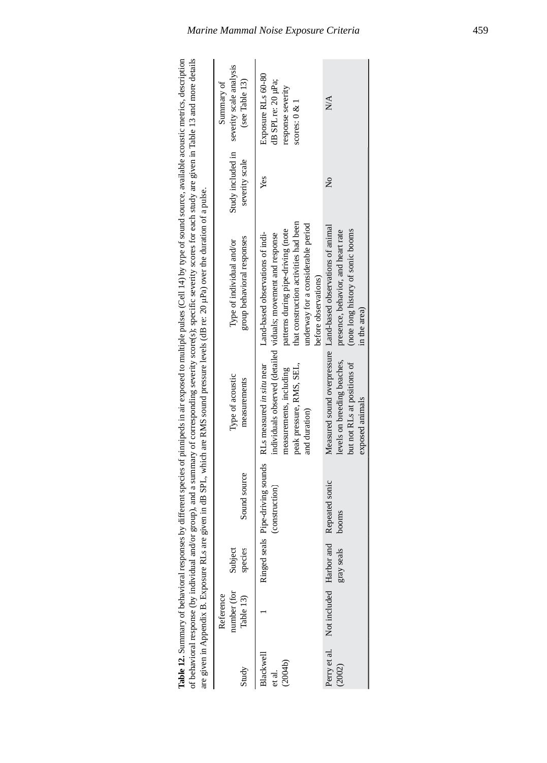**Table 12.** Summary of behavioral responses by different species of pinnipeds in air exposed to multiple pulses (Cell 14) by type of sound source, available acoustic metrics, description of behavioral response (by individual and/or group), and a summary of corresponding severity score(s); specific severity scores for each study are given in Table 13 and more details are given in Appendix B. Exposure RLs are given in dB SPL, which are RMS sound pressure levels (dB re: 20 µPa) over the duration of a pulse.

| Study | Reference number (for Table 13) | Subject species | Sound source | Type of acoustic measurements | Type of individual and/or group behavioral responses | Study included in severity scale | Summary of severity scale analysis (see Table 13) |
|---|---|---|---|---|---|---|---|
| Blackwell et al. (2004b) | 1 | Ringed seals | Pipe-driving sounds (construction) | RLs measured *in situ* near individuals observed (detailed measurements, including peak pressure, RMS, SEL, and duration) | Land-based observations of individuals; movement and response patterns during pipe-driving (note that construction activities had been underway for a considerable period before observations) | Yes | Exposure RLs 60-80 dB SPL re: 20 µPa; response severity scores: 0 & 1 |
| Perry et al. (2002) | Not included | Harbor and gray seals | Repeated sonic booms | Measured sound overpressure levels on breeding beaches, but not RLs at positions of exposed animals | Land-based observations of animal presence, behavior, and heart rate (note long history of sonic booms in the area) | No | N/A |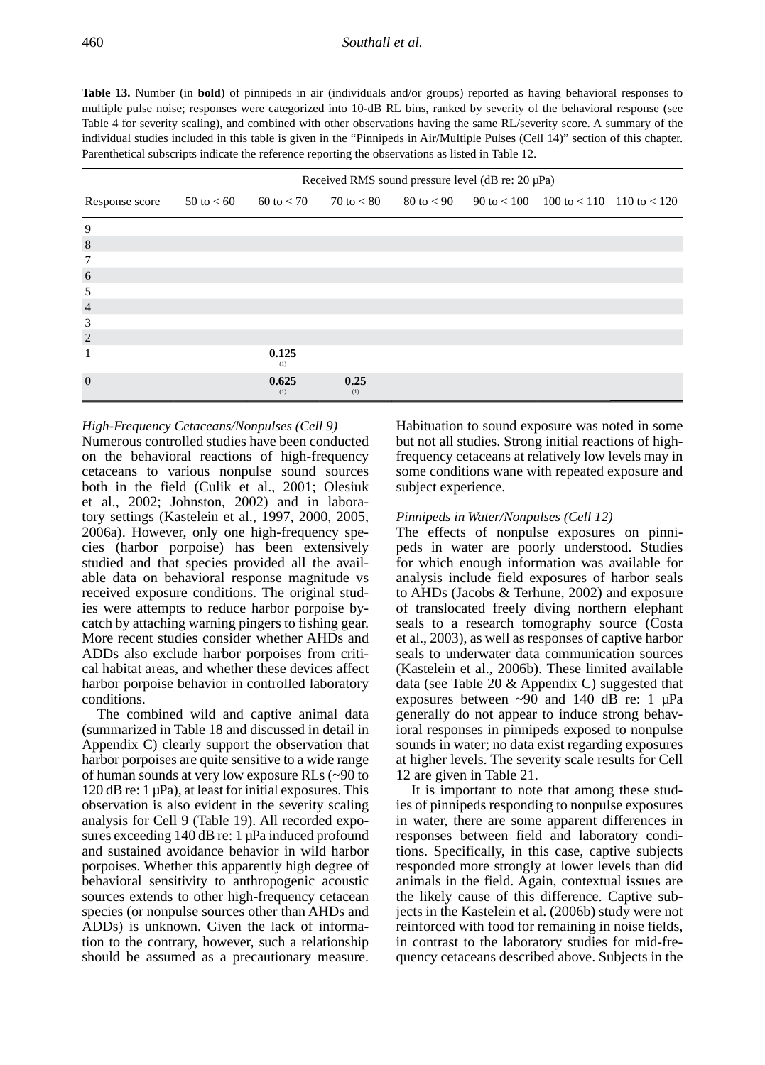**Table 13.** Number (in **bold**) of pinnipeds in air (individuals and/or groups) reported as having behavioral responses to multiple pulse noise; responses were categorized into 10-dB RL bins, ranked by severity of the behavioral response (see Table 4 for severity scaling), and combined with other observations having the same RL/severity score. A summary of the individual studies included in this table is given in the "Pinnipeds in Air/Multiple Pulses (Cell 14)" section of this chapter. Parenthetical subscripts indicate the reference reporting the observations as listed in Table 12.

| | Received RMS sound pressure level (dB re: 20 µPa) | | | | | | |
|---|---|---|---|---|---|---|---|
| Response score | 50 to < 60 | 60 to < 70 | 70 to < 80 | 80 to < 90 | 90 to < 100 | 100 to < 110 | 110 to < 120 |
| 9 | | | | | | | |
| 8 | | | | | | | |
| 7 | | | | | | | |
| 6 | | | | | | | |
| 5 | | | | | | | |
| 4 | | | | | | | |
| 3 | | | | | | | |
| 2 | | | | | | | |
| 1 | | **0.125** (1) | | | | | |
| 0 | | **0.625** (1) | **0.25** (1) | | | | |

*High-Frequency Cetaceans/Nonpulses (Cell 9)*
Numerous controlled studies have been conducted on the behavioral reactions of high-frequency cetaceans to various nonpulse sound sources both in the field (Culik et al., 2001; Olesiuk et al., 2002; Johnston, 2002) and in laboratory settings (Kastelein et al., 1997, 2000, 2005, 2006a). However, only one high-frequency species (harbor porpoise) has been extensively studied and that species provided all the available data on behavioral response magnitude vs received exposure conditions. The original studies were attempts to reduce harbor porpoise bycatch by attaching warning pingers to fishing gear. More recent studies consider whether AHDs and ADDs also exclude harbor porpoises from critical habitat areas, and whether these devices affect harbor porpoise behavior in controlled laboratory conditions.

The combined wild and captive animal data (summarized in Table 18 and discussed in detail in Appendix C) clearly support the observation that harbor porpoises are quite sensitive to a wide range of human sounds at very low exposure RLs (~90 to 120 dB re: 1 µPa), at least for initial exposures. This observation is also evident in the severity scaling analysis for Cell 9 (Table 19). All recorded exposures exceeding 140 dB re: 1 µPa induced profound and sustained avoidance behavior in wild harbor porpoises. Whether this apparently high degree of behavioral sensitivity to anthropogenic acoustic sources extends to other high-frequency cetacean species (or nonpulse sources other than AHDs and ADDs) is unknown. Given the lack of information to the contrary, however, such a relationship should be assumed as a precautionary measure. Habituation to sound exposure was noted in some but not all studies. Strong initial reactions of high-frequency cetaceans at relatively low levels may in some conditions wane with repeated exposure and subject experience.

*Pinnipeds in Water/Nonpulses (Cell 12)*
The effects of nonpulse exposures on pinnipeds in water are poorly understood. Studies for which enough information was available for analysis include field exposures of harbor seals to AHDs (Jacobs & Terhune, 2002) and exposure of translocated freely diving northern elephant seals to a research tomography source (Costa et al., 2003), as well as responses of captive harbor seals to underwater data communication sources (Kastelein et al., 2006b). These limited available data (see Table 20 & Appendix C) suggested that exposures between ~90 and 140 dB re: 1 µPa generally do not appear to induce strong behavioral responses in pinnipeds exposed to nonpulse sounds in water; no data exist regarding exposures at higher levels. The severity scale results for Cell 12 are given in Table 21.

It is important to note that among these studies of pinnipeds responding to nonpulse exposures in water, there are some apparent differences in responses between field and laboratory conditions. Specifically, in this case, captive subjects responded more strongly at lower levels than did animals in the field. Again, contextual issues are the likely cause of this difference. Captive subjects in the Kastelein et al. (2006b) study were not reinforced with food for remaining in noise fields, in contrast to the laboratory studies for mid-frequency cetaceans described above. Subjects in the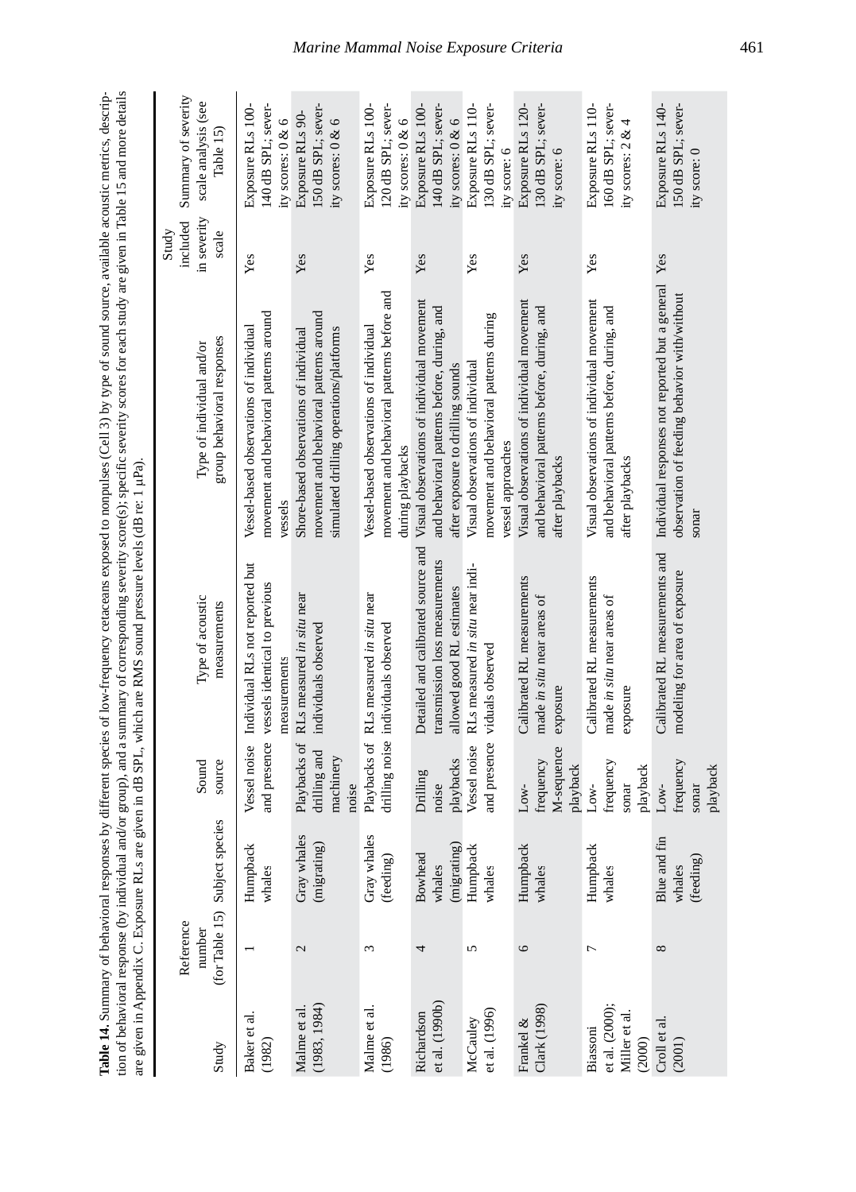**Table 14.** Summary of behavioral responses by different species of low-frequency cetaceans exposed to nonpulses (Cell 3) by type of sound source, available acoustic metrics, description of behavioral response (by individual and/or group), and a summary of corresponding severity score(s); specific severity scores for each study are given in Table 15 and more details are given in Appendix C. Exposure RLs are given in dB SPL, which are RMS sound pressure levels (dB re: 1 μPa).

| Study | Reference number (for Table 15) | Subject species | Sound source | Type of acoustic measurements | Type of individual and/or group behavioral responses | Study included in severity scale | Summary of severity scale analysis (see Table 15) |
|---|---|---|---|---|---|---|---|
| Baker et al. (1982) | 1 | Humpback whales | Vessel noise and presence | Individual RLs not reported but vessels identical to previous measurements | Vessel-based observations of individual movement and behavioral patterns around vessels | Yes | Exposure RLs 100-140 dB SPL; severity scores: 0 & 6 |
| Malme et al. (1983, 1984) | 2 | Gray whales (migrating) | Playbacks of drilling and machinery noise | RLs measured *in situ* near individuals observed | Shore-based observations of individual movement and behavioral patterns around simulated drilling operations/platforms | Yes | Exposure RLs 90-150 dB SPL; severity scores: 0 & 6 |
| Malme et al. (1986) | 3 | Gray whales (feeding) | Playbacks of drilling noise | RLs measured *in situ* near individuals observed | Vessel-based observations of individual movement and behavioral patterns before and during playbacks | Yes | Exposure RLs 100-120 dB SPL; severity scores: 0 & 6 |
| Richardson et al. (1990b) | 4 | Bowhead whales (migrating) | Drilling noise playbacks | Detailed and calibrated source and transmission loss measurements allowed good RL estimates | Visual observations of individual movement and behavioral patterns before, during, and after exposure to drilling sounds | Yes | Exposure RLs 100-140 dB SPL; severity scores: 0 & 6 |
| McCauley et al. (1996) | 5 | Humpback whales | Vessel noise and presence | RLs measured *in situ* near individuals observed | Visual observations of individual movement and behavioral patterns during vessel approaches | Yes | Exposure RLs 110-130 dB SPL; severity score: 6 |
| Frankel & Clark (1998) | 6 | Humpback whales | Low-frequency M-sequence playback | Calibrated RL measurements made *in situ* near areas of exposure | Visual observations of individual movement and behavioral patterns before, during, and after playbacks | Yes | Exposure RLs 120-130 dB SPL; severity score: 6 |
| Biassoni et al. (2000); Miller et al. (2000) | 7 | Humpback whales | Low-frequency sonar playback | Calibrated RL measurements made *in situ* near areas of exposure | Visual observations of individual movement and behavioral patterns before, during, and after playbacks | Yes | Exposure RLs 110-160 dB SPL; severity scores: 2 & 4 |
| Croll et al. (2001) | 8 | Blue and fin whales (feeding) | Low-frequency sonar playback | Calibrated RL measurements and modeling for area of exposure | Individual responses not reported but a general observation of feeding behavior with/without sonar | Yes | Exposure RLs 140-150 dB SPL; severity score: 0 |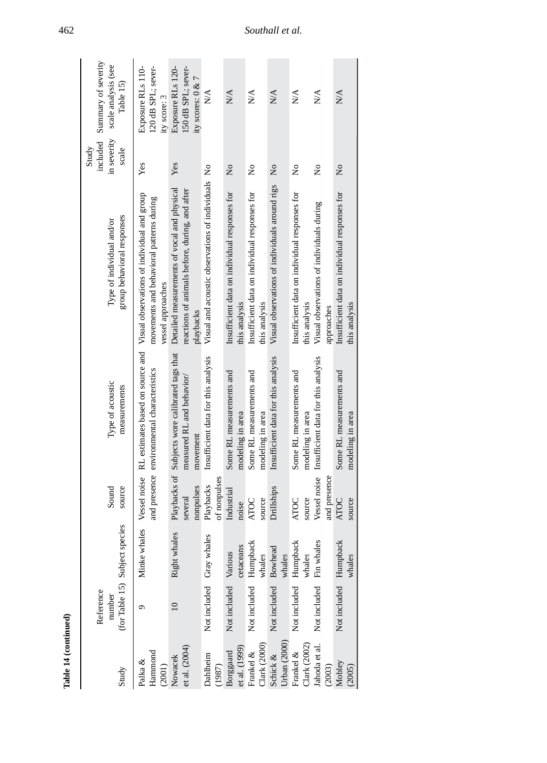**Table 14 (continued)**

| Study | Reference number (for Table 15) | Subject species | Sound source | Type of acoustic measurements | Type of individual and/or group behavioral responses | Study included in severity scale | Summary of severity scale analysis (see Table 15) |
|---|---|---|---|---|---|---|---|
| Palka & Hammond (2001) | 9 | Minke whales | Vessel noise and presence | RL estimates based on source and environmental characteristics | Visual observations of individual and group movements and behavioral patterns during vessel approaches | Yes | Exposure RLs 110-120 dB SPL; severity score: 3 |
| Nowacek et al. (2004) | 10 | Right whales | Playbacks of several nonpulses | Subjects wore calibrated tags that measured RL and behavior/movement | Detailed measurements of vocal and physical reactions of animals before, during, and after playbacks | Yes | Exposure RLs 120-150 dB SPL; severity scores: 0 & 7 |
| Dahlheim (1987) | Not included | Gray whales | Playbacks of nonpulses | Insufficient data for this analysis | Visual and acoustic observations of individuals | No | N/A |
| Borggaard et al. (1999) | Not included | Various cetaceans | Industrial noise | Some RL measurements and modeling in area | Insufficient data on individual responses for this analysis | No | N/A |
| Frankel & Clark (2000) | Not included | Humpback whales | ATOC source | Some RL measurements and modeling in area | Insufficient data on individual responses for this analysis | No | N/A |
| Schick & Urban (2000) | Not included | Bowhead whales | Drillships | Insufficient data for this analysis | Visual observations of individuals around rigs | No | N/A |
| Frankel & Clark (2002) | Not included | Humpback whales | ATOC source | Some RL measurements and modeling in area | Insufficient data on individual responses for this analysis | No | N/A |
| Jahoda et al. (2003) | Not included | Fin whales | Vessel noise and presence | Insufficient data for this analysis | Visual observations of individuals during approaches | No | N/A |
| Mobley (2005) | Not included | Humpback whales | ATOC source | Some RL measurements and modeling in area | Insufficient data on individual responses for this analysis | No | N/A |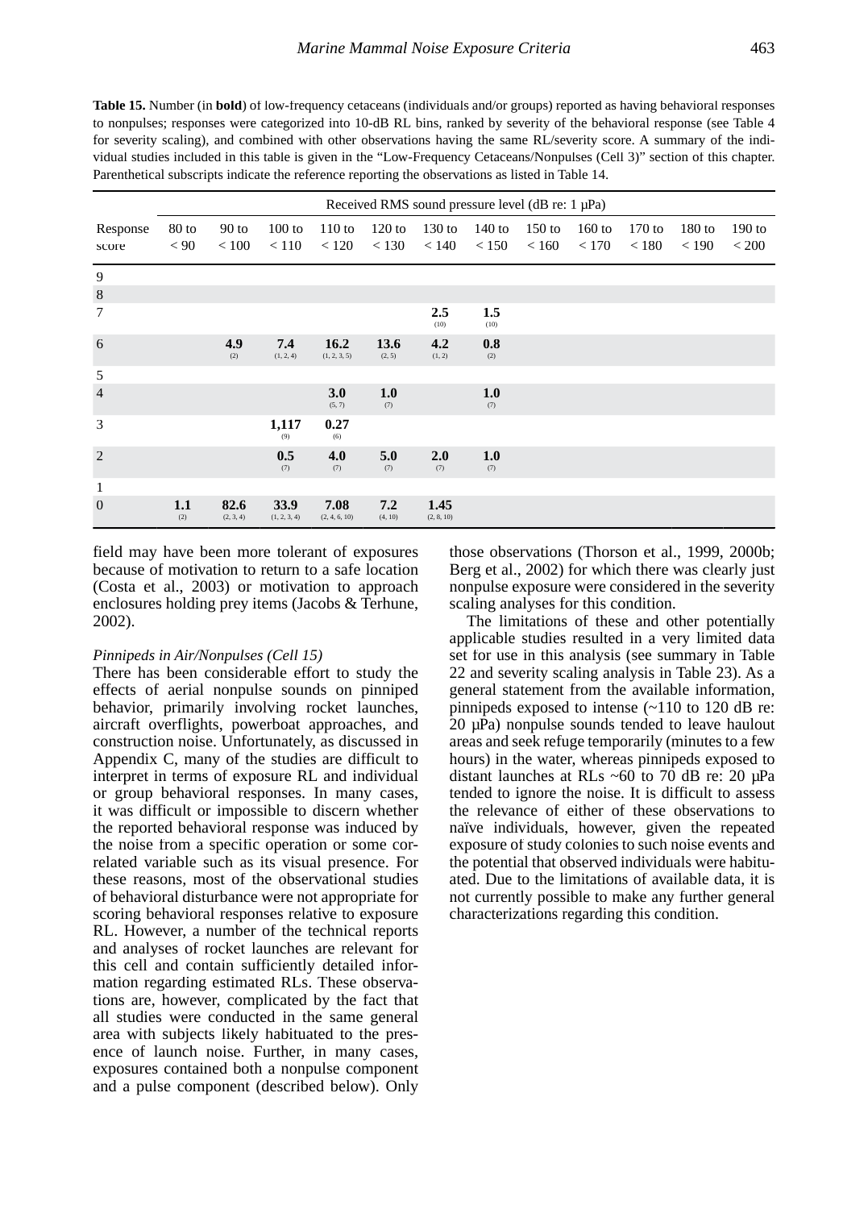**Table 15.** Number (in **bold**) of low-frequency cetaceans (individuals and/or groups) reported as having behavioral responses to nonpulses; responses were categorized into 10-dB RL bins, ranked by severity of the behavioral response (see Table 4 for severity scaling), and combined with other observations having the same RL/severity score. A summary of the individual studies included in this table is given in the "Low-Frequency Cetaceans/Nonpulses (Cell 3)" section of this chapter. Parenthetical subscripts indicate the reference reporting the observations as listed in Table 14.

| | Received RMS sound pressure level (dB re: 1 µPa) | | | | | | | | | | | |
|---|---|---|---|---|---|---|---|---|---|---|---|---|
| Response score | 80 to < 90 | 90 to < 100 | 100 to < 110 | 110 to < 120 | 120 to < 130 | 130 to < 140 | 140 to < 150 | 150 to < 160 | 160 to < 170 | 170 to < 180 | 180 to < 190 | 190 to < 200 |
| 9 | | | | | | | | | | | | |
| 8 | | | | | | | | | | | | |
| 7 | | | | | | **2.5** (10) | **1.5** (10) | | | | | |
| 6 | | **4.9** (2) | **7.4** (1, 2, 4) | **16.2** (1, 2, 3, 5) | **13.6** (2, 5) | **4.2** (1, 2) | **0.8** (2) | | | | | |
| 5 | | | | | | | | | | | | |
| 4 | | | | **3.0** (5, 7) | **1.0** (7) | | **1.0** (7) | | | | | |
| 3 | | | **1,117** (9) | **0.27** (6) | | | | | | | | |
| 2 | | | **0.5** (7) | **4.0** (7) | **5.0** (7) | **2.0** (7) | **1.0** (7) | | | | | |
| 1 | | | | | | | | | | | | |
| 0 | **1.1** (2) | **82.6** (2, 3, 4) | **33.9** (1, 2, 3, 4) | **7.08** (2, 4, 6, 10) | **7.2** (4, 10) | **1.45** (2, 8, 10) | | | | | | |

field may have been more tolerant of exposures because of motivation to return to a safe location (Costa et al., 2003) or motivation to approach enclosures holding prey items (Jacobs & Terhune, 2002).

*Pinnipeds in Air/Nonpulses (Cell 15)*

There has been considerable effort to study the effects of aerial nonpulse sounds on pinniped behavior, primarily involving rocket launches, aircraft overflights, powerboat approaches, and construction noise. Unfortunately, as discussed in Appendix C, many of the studies are difficult to interpret in terms of exposure RL and individual or group behavioral responses. In many cases, it was difficult or impossible to discern whether the reported behavioral response was induced by the noise from a specific operation or some correlated variable such as its visual presence. For these reasons, most of the observational studies of behavioral disturbance were not appropriate for scoring behavioral responses relative to exposure RL. However, a number of the technical reports and analyses of rocket launches are relevant for this cell and contain sufficiently detailed information regarding estimated RLs. These observations are, however, complicated by the fact that all studies were conducted in the same general area with subjects likely habituated to the presence of launch noise. Further, in many cases, exposures contained both a nonpulse component and a pulse component (described below). Only those observations (Thorson et al., 1999, 2000b; Berg et al., 2002) for which there was clearly just nonpulse exposure were considered in the severity scaling analyses for this condition.

The limitations of these and other potentially applicable studies resulted in a very limited data set for use in this analysis (see summary in Table 22 and severity scaling analysis in Table 23). As a general statement from the available information, pinnipeds exposed to intense (~110 to 120 dB re: 20 µPa) nonpulse sounds tended to leave haulout areas and seek refuge temporarily (minutes to a few hours) in the water, whereas pinnipeds exposed to distant launches at RLs ~60 to 70 dB re: 20 µPa tended to ignore the noise. It is difficult to assess the relevance of either of these observations to naïve individuals, however, given the repeated exposure of study colonies to such noise events and the potential that observed individuals were habituated. Due to the limitations of available data, it is not currently possible to make any further general characterizations regarding this condition.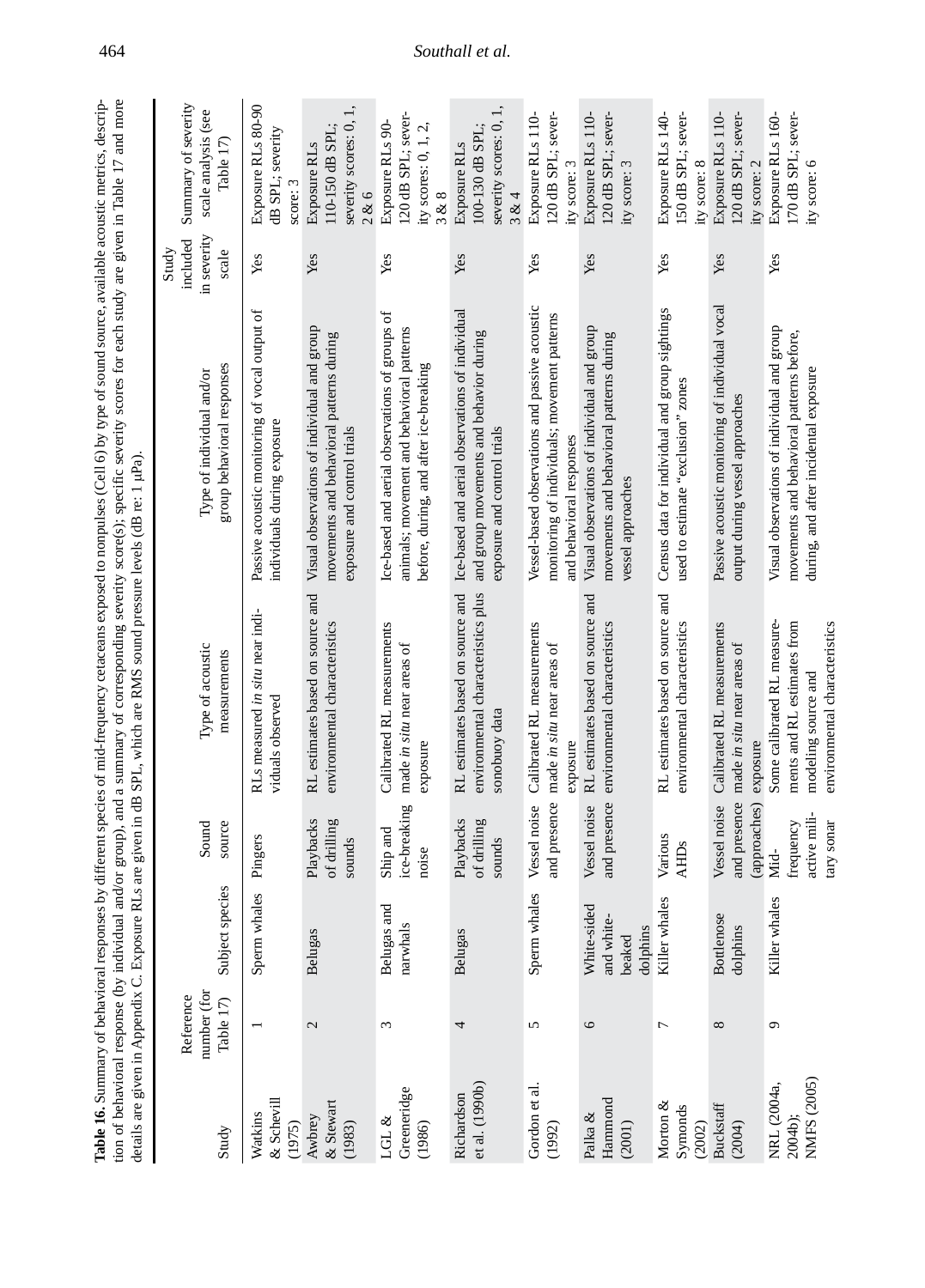**Table 16.** Summary of behavioral responses by different species of mid-frequency cetaceans exposed to nonpulses (Cell 6) by type of sound source, available acoustic metrics, description of behavioral response (by individual and/or group), and a summary of corresponding severity score(s); specific severity scores for each study are given in Table 17 and more details are given in Appendix C. Exposure RLs are given in dB SPL, which are RMS sound pressure levels (dB re: 1 µPa).

| Study | Reference number (for Table 17) | Subject species | Sound source | Type of acoustic measurements | Type of individual and/or group behavioral responses | Study included in severity scale | Summary of severity scale analysis (see Table 17) |
|---|---|---|---|---|---|---|---|
| Watkins & Schevill (1975) | 1 | Sperm whales | Pingers | RLs measured *in situ* near individuals observed | Passive acoustic monitoring of vocal output of individuals during exposure | Yes | Exposure RLs 80-90 dB SPL; severity score: 3 |
| Awbrey & Stewart (1983) | 2 | Belugas | Playbacks of drilling sounds | RL estimates based on source and environmental characteristics | Visual observations of individual and group movements and behavioral patterns during exposure and control trials | Yes | Exposure RLs 110-150 dB SPL; severity scores: 0, 1, 2 & 6 |
| LGL & Greeneridge (1986) | 3 | Belugas and narwhals | Ship and ice-breaking noise | Calibrated RL measurements made *in situ* near areas of exposure | Ice-based and aerial observations of groups of animals; movement and behavioral patterns before, during, and after ice-breaking | Yes | Exposure RLs 90-120 dB SPL; severity scores: 0, 1, 2, 3 & 8 |
| Richardson et al. (1990b) | 4 | Belugas | Playbacks of drilling sounds | RL estimates based on source and environmental characteristics plus sonobuoy data | Ice-based and aerial observations of individual and group movements and behavior during exposure and control trials | Yes | Exposure RLs 100-130 dB SPL; severity scores: 0, 1, 3 & 4 |
| Gordon et al. (1992) | 5 | Sperm whales | Vessel noise and presence | Calibrated RL measurements made *in situ* near areas of exposure | Vessel-based observations and passive acoustic monitoring of individuals; movement patterns and behavioral responses | Yes | Exposure RLs 110-120 dB SPL; severity score: 3 |
| Palka & Hammond (2001) | 6 | White-sided and white-beaked dolphins | Vessel noise and presence | RL estimates based on source and environmental characteristics | Visual observations of individual and group movements and behavioral patterns during vessel approaches | Yes | Exposure RLs 110-120 dB SPL; severity score: 3 |
| Morton & Symonds (2002) | 7 | Killer whales | Various AHDs | RL estimates based on source and environmental characteristics | Census data for individual and group sightings used to estimate "exclusion" zones | Yes | Exposure RLs 140-150 dB SPL; severity score: 8 |
| Buckstaff (2004) | 8 | Bottlenose dolphins | Vessel noise and presence (approaches) | Calibrated RL measurements made *in situ* near areas of exposure | Passive acoustic monitoring of individual vocal output during vessel approaches | Yes | Exposure RLs 110-120 dB SPL; severity score: 2 |
| NRL (2004a, 2004b); NMFS (2005) | 9 | Killer whales | Mid-frequency active military sonar | Some calibrated RL measurements and RL estimates from modeling source and environmental characteristics | Visual observations of individual and group movements and behavioral patterns before, during, and after incidental exposure | Yes | Exposure RLs 160-170 dB SPL; severity score: 6 |